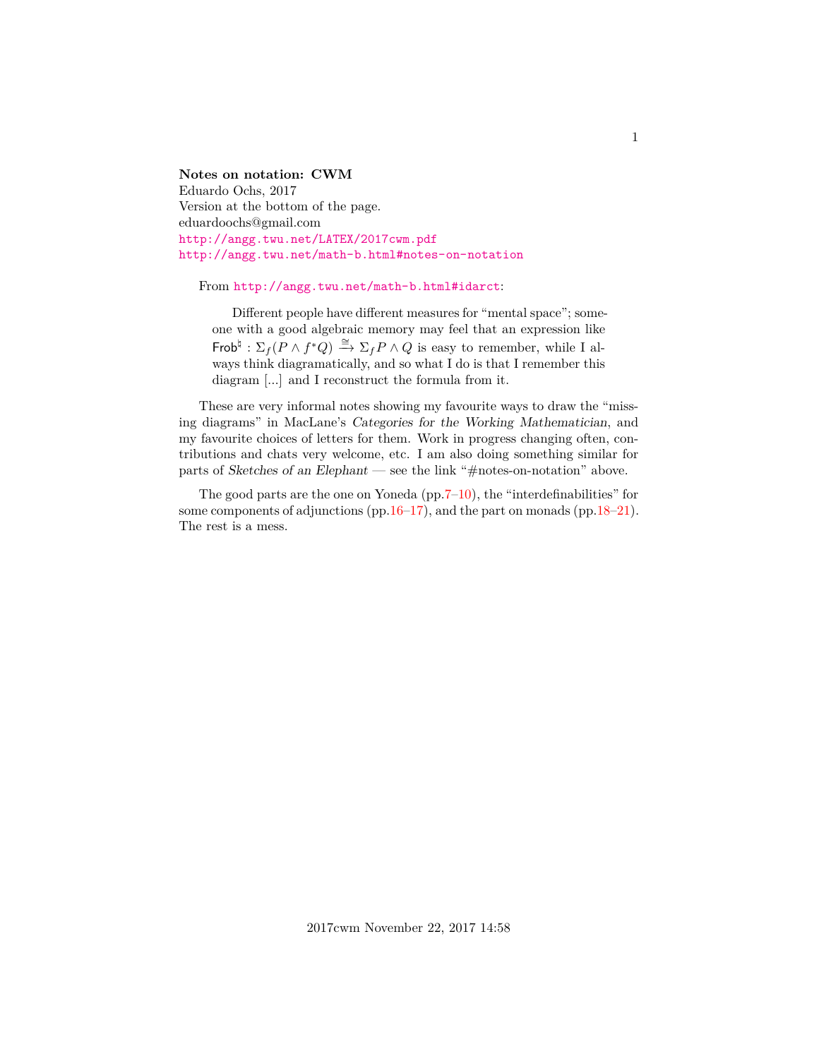**Notes on notation: CWM**
Eduardo Ochs, 2017
Version at the bottom of the page.
eduardoochs@gmail.com
http://angg.twu.net/LATEX/2017cwm.pdf
http://angg.twu.net/math-b.html#notes-on-notation

From http://angg.twu.net/math-b.html#idarct:

> Different people have different measures for "mental space"; someone with a good algebraic memory may feel that an expression like $\mathsf{Frob}^\natural : \Sigma_f(P \wedge f^*Q) \xrightarrow{\cong} \Sigma_f P \wedge Q$ is easy to remember, while I always think diagramatically, and so what I do is that I remember this diagram [...] and I reconstruct the formula from it.

These are very informal notes showing my favourite ways to draw the "missing diagrams" in MacLane's *Categories for the Working Mathematician*, and my favourite choices of letters for them. Work in progress changing often, contributions and chats very welcome, etc. I am also doing something similar for parts of *Sketches of an Elephant* — see the link "#notes-on-notation" above.

The good parts are the one on Yoneda (pp.7–10), the "interdefinabilities" for some components of adjunctions (pp.16–17), and the part on monads (pp.18–21). The rest is a mess.

2017cwm November 22, 2017 14:58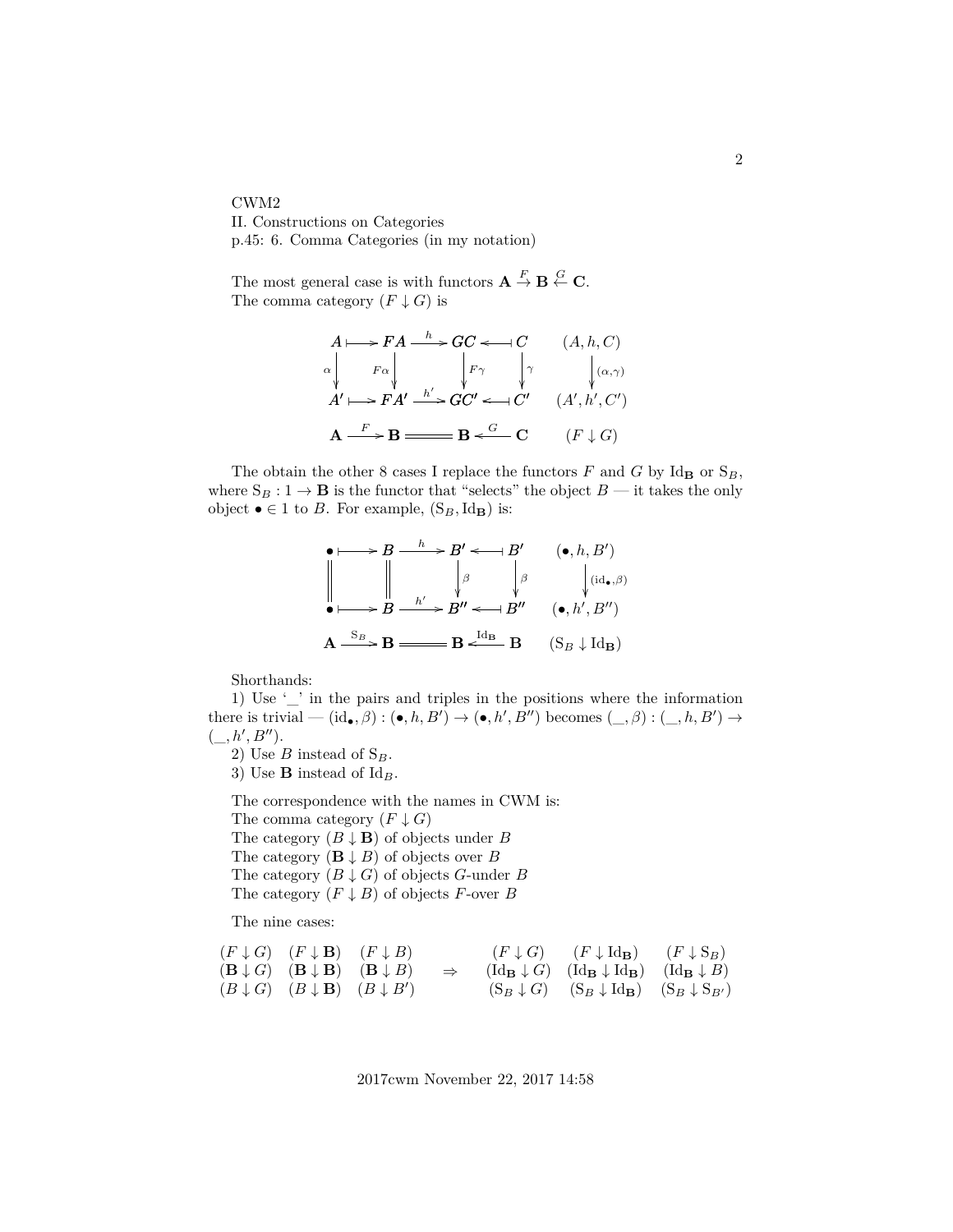CWM2

II. Constructions on Categories

p.45: 6. Comma Categories (in my notation)

The most general case is with functors $\mathbf{A} \stackrel{F}{\to} \mathbf{B} \stackrel{G}{\leftarrow} \mathbf{C}$.
The comma category $(F \downarrow G)$ is

$$
\begin{array}{ccccccccc}
A & \longmapsto & FA & \xrightarrow{h} & GC & \longleftarrow\!\shortmid & C & \quad & (A, h, C) \\
\downarrow{\scriptstyle \alpha} & & \downarrow{\scriptstyle F\alpha} & & \downarrow{\scriptstyle F\gamma} & & \downarrow{\scriptstyle \gamma} & & \downarrow{\scriptstyle (\alpha,\gamma)} \\
A' & \longmapsto & FA' & \xrightarrow{h'} & GC' & \longleftarrow\!\shortmid & C' & & (A', h', C') \\
\mathbf{A} & \xrightarrow{F} & \mathbf{B} & = & \mathbf{B} & \xleftarrow{G} & \mathbf{C} & & (F \downarrow G)
\end{array}
$$

The obtain the other 8 cases I replace the functors $F$ and $G$ by $\mathrm{Id}_\mathbf{B}$ or $\mathrm{S}_B$, where $\mathrm{S}_B : 1 \to \mathbf{B}$ is the functor that "selects" the object $B$ — it takes the only object $\bullet \in 1$ to $B$. For example, $(\mathrm{S}_B, \mathrm{Id}_\mathbf{B})$ is:

$$
\begin{array}{ccccccccc}
\bullet & \longmapsto & B & \xrightarrow{h} & B' & \longleftarrow\!\shortmid & B' & \quad & (\bullet, h, B') \\
\| & & \| & & \downarrow{\scriptstyle \beta} & & \downarrow{\scriptstyle \beta} & & \downarrow{\scriptstyle (\mathrm{id}_\bullet,\beta)} \\
\bullet & \longmapsto & B & \xrightarrow{h'} & B'' & \longleftarrow\!\shortmid & B'' & & (\bullet, h', B'') \\
\mathbf{A} & \xrightarrow{\mathrm{S}_B} & \mathbf{B} & = & \mathbf{B} & \xleftarrow{\mathrm{Id}_\mathbf{B}} & \mathbf{B} & & (\mathrm{S}_B \downarrow \mathrm{Id}_\mathbf{B})
\end{array}
$$

Shorthands:

1) Use '_' in the pairs and triples in the positions where the information there is trivial — $(\mathrm{id}_\bullet, \beta) : (\bullet, h, B') \to (\bullet, h', B'')$ becomes $(\_, \beta) : (\_, h, B') \to (\_, h', B'')$.

2) Use $B$ instead of $\mathrm{S}_B$.

3) Use $\mathbf{B}$ instead of $\mathrm{Id}_B$.

The correspondence with the names in CWM is:
The comma category $(F \downarrow G)$
The category $(B \downarrow \mathbf{B})$ of objects under $B$
The category $(\mathbf{B} \downarrow B)$ of objects over $B$
The category $(B \downarrow G)$ of objects $G$-under $B$
The category $(F \downarrow B)$ of objects $F$-over $B$

The nine cases:

$$
\begin{array}{ccc}
(F \downarrow G) & (F \downarrow \mathbf{B}) & (F \downarrow B) \\
(\mathbf{B} \downarrow G) & (\mathbf{B} \downarrow \mathbf{B}) & (\mathbf{B} \downarrow B) \\
(B \downarrow G) & (B \downarrow \mathbf{B}) & (B \downarrow B')
\end{array}
\quad \Rightarrow \quad
\begin{array}{ccc}
(F \downarrow G) & (F \downarrow \mathrm{Id}_\mathbf{B}) & (F \downarrow \mathrm{S}_B) \\
(\mathrm{Id}_\mathbf{B} \downarrow G) & (\mathrm{Id}_\mathbf{B} \downarrow \mathrm{Id}_\mathbf{B}) & (\mathrm{Id}_\mathbf{B} \downarrow B) \\
(\mathrm{S}_B \downarrow G) & (\mathrm{S}_B \downarrow \mathrm{Id}_\mathbf{B}) & (\mathrm{S}_B \downarrow \mathrm{S}_{B'})
\end{array}
$$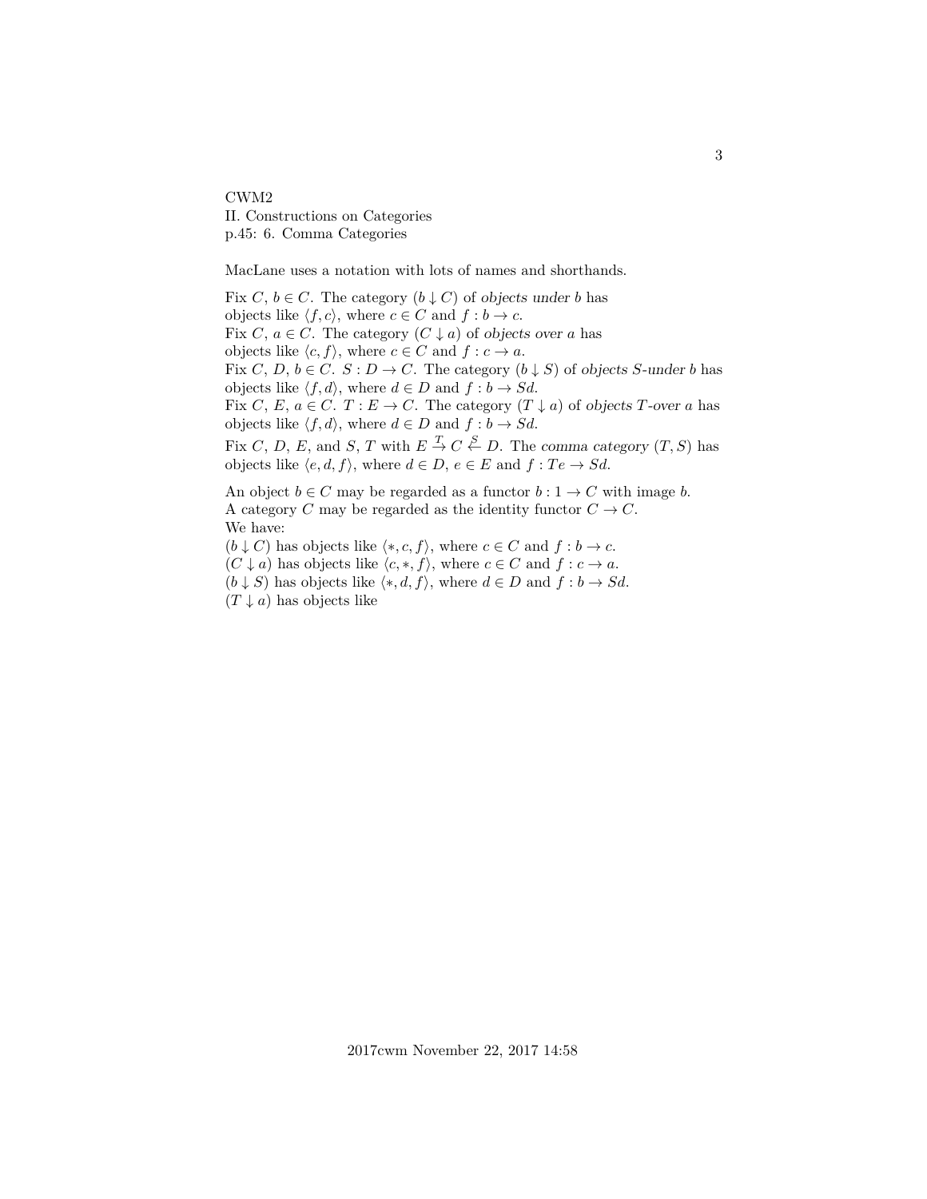CWM2
II. Constructions on Categories
p.45: 6. Comma Categories

MacLane uses a notation with lots of names and shorthands.

Fix $C$, $b \in C$. The category $(b \downarrow C)$ of *objects under* $b$ has
objects like $\langle f, c\rangle$, where $c \in C$ and $f : b \to c$.
Fix $C$, $a \in C$. The category $(C \downarrow a)$ of *objects over* $a$ has
objects like $\langle c, f\rangle$, where $c \in C$ and $f : c \to a$.
Fix $C$, $D$, $b \in C$. $S : D \to C$. The category $(b \downarrow S)$ of *objects* $S$*-under* $b$ has
objects like $\langle f, d\rangle$, where $d \in D$ and $f : b \to Sd$.
Fix $C$, $E$, $a \in C$. $T : E \to C$. The category $(T \downarrow a)$ of *objects* $T$*-over* $a$ has
objects like $\langle f, d\rangle$, where $d \in D$ and $f : b \to Sd$.
Fix $C$, $D$, $E$, and $S$, $T$ with $E \overset{T}{\to} C \overset{S}{\leftarrow} D$. The *comma category* $(T, S)$ has
objects like $\langle e, d, f\rangle$, where $d \in D$, $e \in E$ and $f : Te \to Sd$.

An object $b \in C$ may be regarded as a functor $b : 1 \to C$ with image $b$.
A category $C$ may be regarded as the identity functor $C \to C$.
We have:
$(b \downarrow C)$ has objects like $\langle *, c, f\rangle$, where $c \in C$ and $f : b \to c$.
$(C \downarrow a)$ has objects like $\langle c, *, f\rangle$, where $c \in C$ and $f : c \to a$.
$(b \downarrow S)$ has objects like $\langle *, d, f\rangle$, where $d \in D$ and $f : b \to Sd$.
$(T \downarrow a)$ has objects like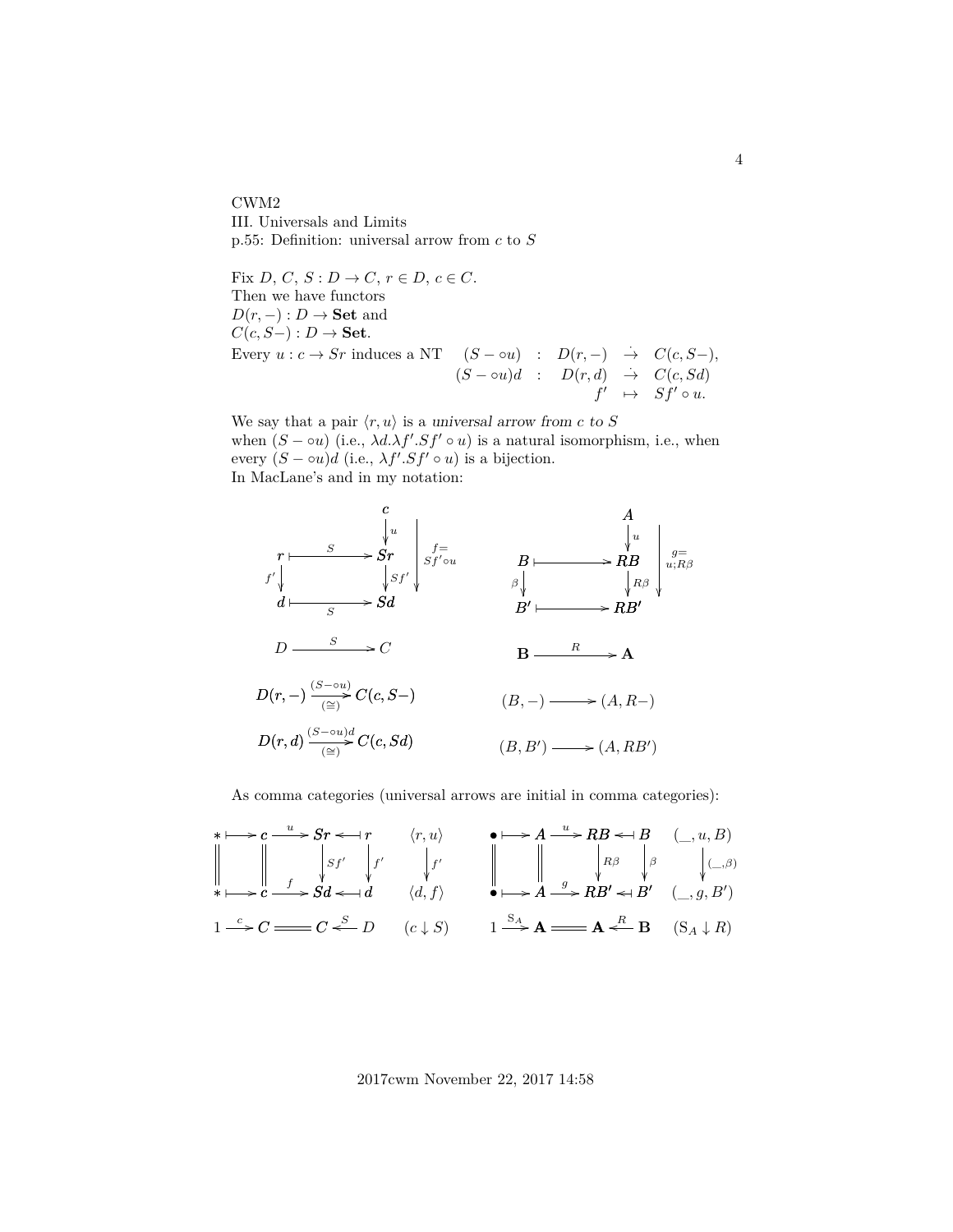CWM2
III. Universals and Limits
p.55: Definition: universal arrow from $c$ to $S$

Fix $D$, $C$, $S : D \to C$, $r \in D$, $c \in C$.
Then we have functors
$D(r, -) : D \to \mathbf{Set}$ and
$C(c, S-) : D \to \mathbf{Set}$.
Every $u : c \to Sr$ induces a NT

$$\begin{array}{rcrcl} (S - \circ u) & : & D(r,-) & \dot{\to} & C(c, S-), \\ (S - \circ u)d & : & D(r,d) & \dot{\to} & C(c, Sd) \\ & & f' & \mapsto & Sf' \circ u. \end{array}$$

We say that a pair $\langle r, u \rangle$ is a *universal arrow from $c$ to $S$* when $(S - \circ u)$ (i.e., $\lambda d.\lambda f'.Sf' \circ u$) is a natural isomorphism, i.e., when every $(S - \circ u)d$ (i.e., $\lambda f'.Sf' \circ u$) is a bijection.
In MacLane's and in my notation:

$$\begin{array}{ccc} & & c \\ & & \downarrow u \\ r & \overset{S}{\longmapsto} & Sr \\ f' \downarrow & & \downarrow Sf' \\ d & \underset{S}{\longmapsto} & Sd \end{array} \quad f = Sf' \circ u \qquad\qquad \begin{array}{ccc} & & A \\ & & \downarrow u \\ B & \longmapsto & RB \\ \beta \downarrow & & \downarrow R\beta \\ B' & \longmapsto & RB' \end{array} \quad g = u;R\beta$$

$$D \xrightarrow{S} C \qquad\qquad \mathbf{B} \xrightarrow{R} \mathbf{A}$$

$$D(r,-) \xrightarrow[(\cong)]{(S-\circ u)} C(c, S-) \qquad\qquad (B,-) \longrightarrow (A, R-)$$

$$D(r,d) \xrightarrow[(\cong)]{(S-\circ u)d} C(c, Sd) \qquad\qquad (B,B') \longrightarrow (A, RB')$$

As comma categories (universal arrows are initial in comma categories):

$$\begin{array}{ccccccccc} * & \longmapsto & c & \xrightarrow{u} & Sr & \longleftarrow & r & & \langle r, u \rangle \\ \| & & \| & & \downarrow Sf' & & \downarrow f' & & \downarrow f' \\ * & \longmapsto & c & \xrightarrow{f} & Sd & \longleftarrow & d & & \langle d, f \rangle \\ 1 & \xrightarrow{c} & C & = & C & \xleftarrow{S} & D & & (c \downarrow S) \end{array}$$

$$\begin{array}{ccccccccc} \bullet & \longmapsto & A & \xrightarrow{u} & RB & \longleftarrow & B & & (\_, u, B) \\ \| & & \| & & \downarrow R\beta & & \downarrow \beta & & \downarrow (\_, \beta) \\ \bullet & \longmapsto & A & \xrightarrow{g} & RB' & \longleftarrow & B' & & (\_, g, B') \\ 1 & \xrightarrow{S_A} & \mathbf{A} & = & \mathbf{A} & \xleftarrow{R} & \mathbf{B} & & (S_A \downarrow R) \end{array}$$

2017cwm November 22, 2017 14:58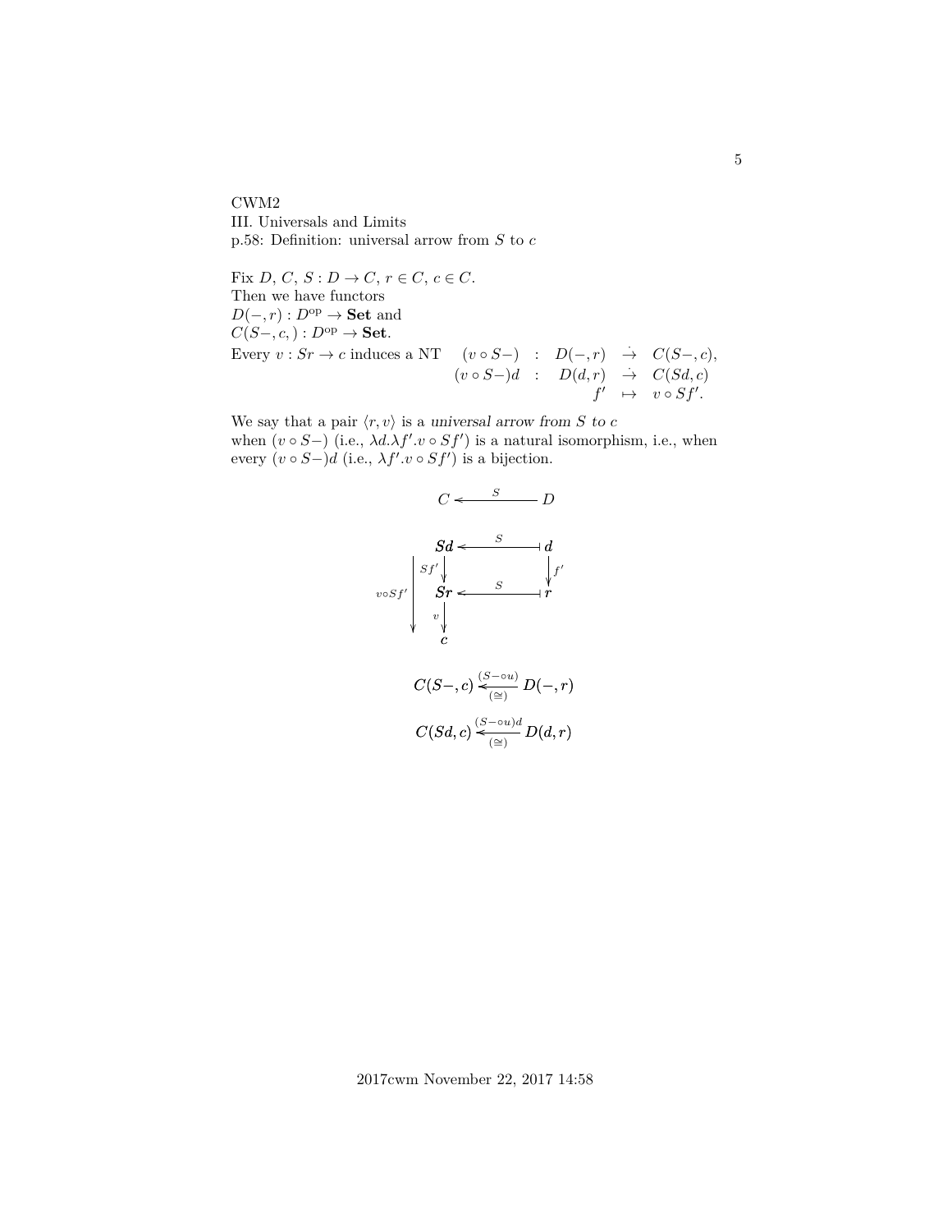CWM2
III. Universals and Limits
p.58: Definition: universal arrow from $S$ to $c$

Fix $D$, $C$, $S : D \to C$, $r \in C$, $c \in C$.
Then we have functors
$D(-, r) : D^{\text{op}} \to \mathbf{Set}$ and
$C(S-, c, ) : D^{\text{op}} \to \mathbf{Set}$.
Every $v : Sr \to c$ induces a NT

$$\begin{array}{rcrcl} (v \circ S-) & : & D(-, r) & \stackrel{\cdot}{\to} & C(S-, c), \\ (v \circ S-)d & : & D(d, r) & \stackrel{\cdot}{\to} & C(Sd, c) \\ & & f' & \mapsto & v \circ Sf'. \end{array}$$

We say that a pair $\langle r, v \rangle$ is a *universal arrow from $S$ to $c$*
when $(v \circ S-)$ (i.e., $\lambda d.\lambda f'.v \circ Sf'$) is a natural isomorphism, i.e., when every $(v \circ S-)d$ (i.e., $\lambda f'.v \circ Sf'$) is a bijection.

$$C \xleftarrow{\ S\ } D$$

$$\begin{array}{ccc} Sd & \xleftarrow{\ S\ } & d \\ \downarrow{\scriptstyle Sf'} & & \downarrow{\scriptstyle f'} \\ Sr & \xleftarrow{\ S\ } & r \\ \downarrow{\scriptstyle v} & & \\ c & & \end{array} \qquad (v \circ Sf' : Sd \to c)$$

$$C(S-, c) \xleftarrow[(\cong)]{(S- \circ u)} D(-, r)$$

$$C(Sd, c) \xleftarrow[(\cong)]{(S- \circ u)d} D(d, r)$$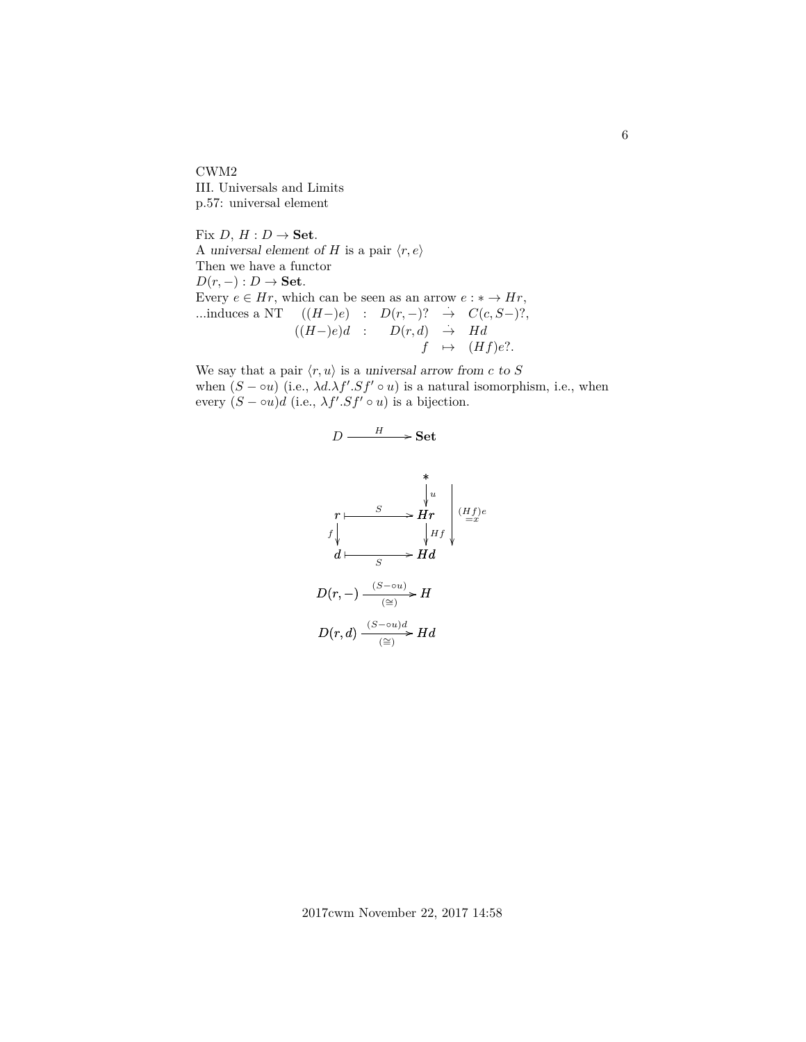CWM2
III. Universals and Limits
p.57: universal element

Fix $D$, $H : D \to \mathbf{Set}$.
A *universal element of $H$* is a pair $\langle r, e \rangle$
Then we have a functor
$D(r, -) : D \to \mathbf{Set}$.
Every $e \in Hr$, which can be seen as an arrow $e : * \to Hr$,
...induces a NT

$$
\begin{array}{lcccl}
((H-)e) & : & D(r,-)? & \dot{\to} & C(c, S-)?, \\
((H-)e)d & : & D(r,d) & \dot{\to} & Hd \\
 & & f & \mapsto & (Hf)e?.
\end{array}
$$

We say that a pair $\langle r, u \rangle$ is a *universal arrow from $c$ to $S$*
when $(S - \circ u)$ (i.e., $\lambda d.\lambda f'.Sf' \circ u$) is a natural isomorphism, i.e., when every $(S - \circ u)d$ (i.e., $\lambda f'.Sf' \circ u$) is a bijection.

$$D \xrightarrow{H} \mathbf{Set}$$

$$
\begin{array}{ccc}
 & & * \\
 & & \downarrow u \\
r & \overset{S}{\longmapsto} & Hr \\
f \downarrow & & \downarrow Hf \\
d & \underset{S}{\longmapsto} & Hd
\end{array}
\qquad (Hf)e = x \;(\text{from } * \text{ to } Hd)
$$

$$D(r,-) \xrightarrow[(\cong)]{(S-\circ u)} H$$

$$D(r,d) \xrightarrow[(\cong)]{(S-\circ u)d} Hd$$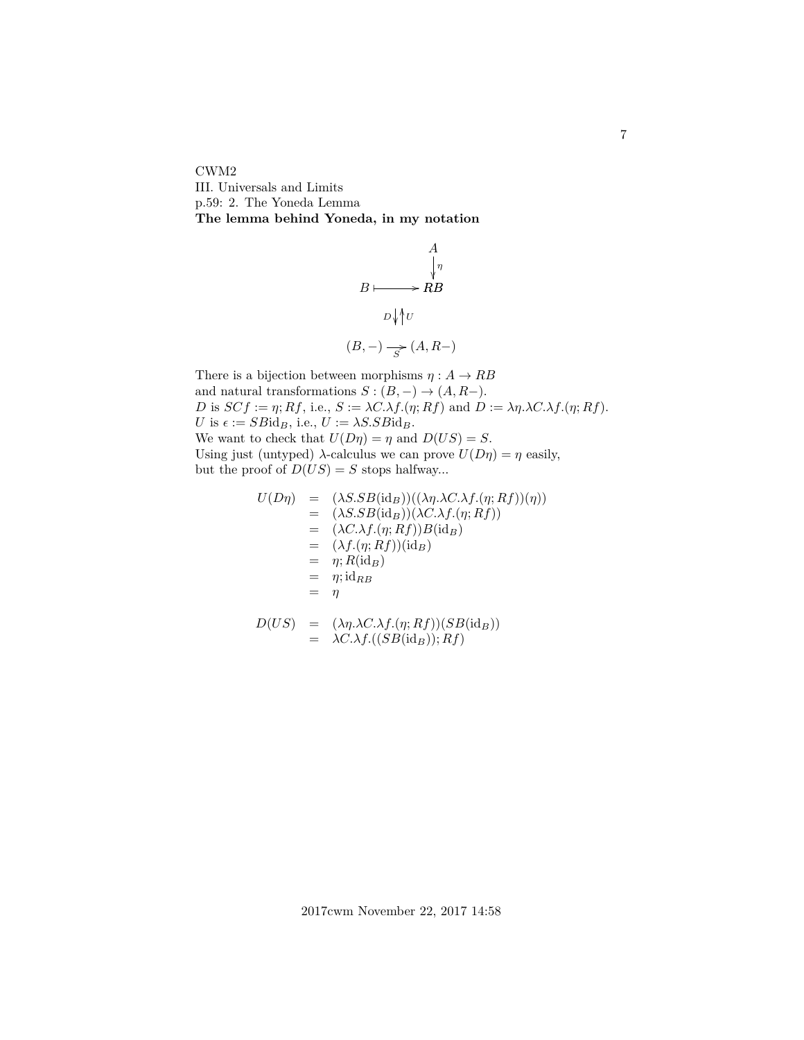CWM2

III. Universals and Limits

p.59: 2. The Yoneda Lemma

**The lemma behind Yoneda, in my notation**

$$\begin{array}{ccc} & & A \\ & & \downarrow \eta \\ B & \longmapsto & RB \end{array}$$

$$D \downarrow \uparrow U$$

$$(B,-) \xrightarrow[S]{} (A, R-)$$

There is a bijection between morphisms $\eta : A \to RB$
and natural transformations $S : (B, -) \to (A, R-)$.
$D$ is $SCf := \eta; Rf$, i.e., $S := \lambda C.\lambda f.(\eta; Rf)$ and $D := \lambda\eta.\lambda C.\lambda f.(\eta; Rf)$.
$U$ is $\epsilon := SB\mathrm{id}_B$, i.e., $U := \lambda S.SB\mathrm{id}_B$.
We want to check that $U(D\eta) = \eta$ and $D(US) = S$.
Using just (untyped) $\lambda$-calculus we can prove $U(D\eta) = \eta$ easily,
but the proof of $D(US) = S$ stops halfway...

$$\begin{array}{rcl}
U(D\eta) & = & (\lambda S.SB(\mathrm{id}_B))((\lambda\eta.\lambda C.\lambda f.(\eta; Rf))(\eta)) \\
& = & (\lambda S.SB(\mathrm{id}_B))(\lambda C.\lambda f.(\eta; Rf)) \\
& = & (\lambda C.\lambda f.(\eta; Rf))B(\mathrm{id}_B) \\
& = & (\lambda f.(\eta; Rf))(\mathrm{id}_B) \\
& = & \eta; R(\mathrm{id}_B) \\
& = & \eta; \mathrm{id}_{RB} \\
& = & \eta
\end{array}$$

$$\begin{array}{rcl}
D(US) & = & (\lambda\eta.\lambda C.\lambda f.(\eta; Rf))(SB(\mathrm{id}_B)) \\
& = & \lambda C.\lambda f.((SB(\mathrm{id}_B)); Rf)
\end{array}$$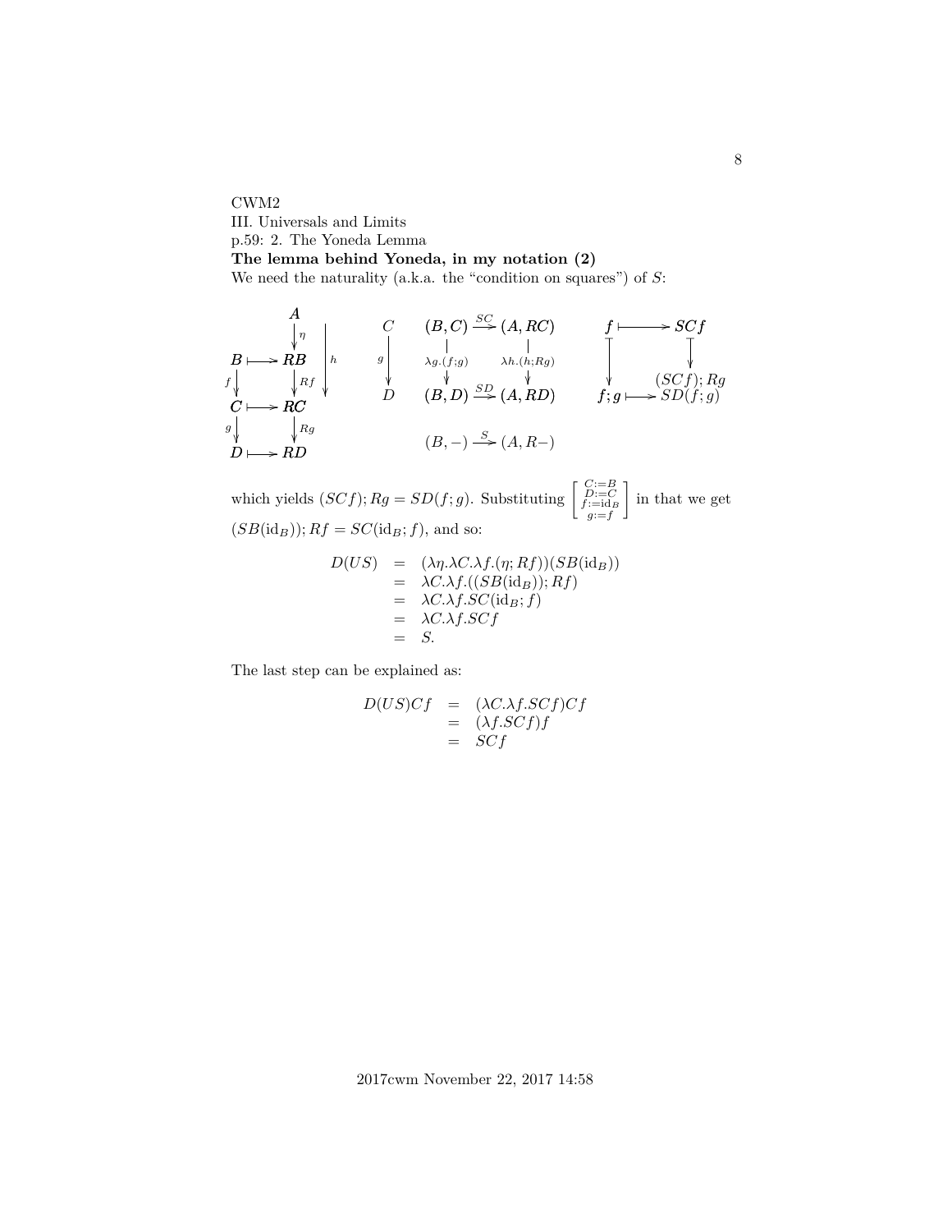CWM2

III. Universals and Limits

p.59: 2. The Yoneda Lemma

**The lemma behind Yoneda, in my notation (2)**

We need the naturality (a.k.a. the "condition on squares") of $S$:

$$
\begin{array}{ccc}
 & A & \\
 & \downarrow \eta & \\
B \longmapsto & RB & \\
f \downarrow & \downarrow Rf & \\
C \longmapsto & RC & \\
g \downarrow & \downarrow Rg & \\
D \longmapsto & RD &
\end{array}
\quad (h = \eta;Rf)
\qquad
\begin{array}{ccc}
C & (B,C) \xrightarrow{SC} (A,RC) \\
g \downarrow & \lambda g.(f;g) \downarrow \qquad \downarrow \lambda h.(h;Rg) \\
D & (B,D) \xrightarrow{SD} (A,RD) \\
 & (B,-) \xrightarrow{S} (A,R-)
\end{array}
\qquad
\begin{array}{ccc}
f & \longmapsto & SCf \\
\downarrow & & \downarrow \\
 & & (SCf);Rg \\
f;g & \longmapsto & SD(f;g)
\end{array}
$$

which yields $(SCf);Rg = SD(f;g)$. Substituting $\left[\begin{smallmatrix} C:=B \\ D:=C \\ f:=\mathrm{id}_B \\ g:=f \end{smallmatrix}\right]$ in that we get $(SB(\mathrm{id}_B));Rf = SC(\mathrm{id}_B;f)$, and so:

$$
\begin{array}{rcl}
D(US) & = & (\lambda\eta.\lambda C.\lambda f.(\eta;Rf))(SB(\mathrm{id}_B)) \\
 & = & \lambda C.\lambda f.((SB(\mathrm{id}_B));Rf) \\
 & = & \lambda C.\lambda f.SC(\mathrm{id}_B;f) \\
 & = & \lambda C.\lambda f.SCf \\
 & = & S.
\end{array}
$$

The last step can be explained as:

$$
\begin{array}{rcl}
D(US)Cf & = & (\lambda C.\lambda f.SCf)Cf \\
 & = & (\lambda f.SCf)f \\
 & = & SCf
\end{array}
$$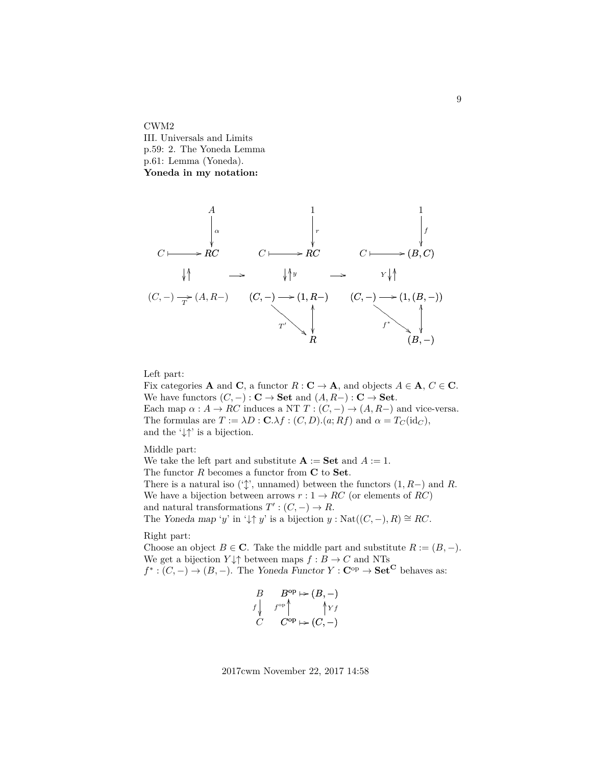CWM2
III. Universals and Limits
p.59: 2. The Yoneda Lemma
p.61: Lemma (Yoneda).
**Yoneda in my notation:**

$$
\begin{array}{ccccc}
A & & 1 & & 1 \\
\downarrow \alpha & & \downarrow r & & \downarrow f \\
C \longmapsto RC & & C \longmapsto RC & & C \longmapsto (B,C) \\
\downarrow\uparrow & \rightarrow & \downarrow\uparrow y & \rightarrow & Y \downarrow\uparrow \\
(C,-) \xrightarrow{T} (A,R-) & & (C,-) \longrightarrow (1,R-) & & (C,-) \longrightarrow (1,(B,-)) \\
& & {\searrow}^{T'} \quad \updownarrow & & {\searrow}^{f^*} \quad \updownarrow \\
& & R & & (B,-)
\end{array}
$$

Left part:
Fix categories $\mathbf{A}$ and $\mathbf{C}$, a functor $R : \mathbf{C} \to \mathbf{A}$, and objects $A \in \mathbf{A}$, $C \in \mathbf{C}$.
We have functors $(C,-) : \mathbf{C} \to \mathbf{Set}$ and $(A, R-) : \mathbf{C} \to \mathbf{Set}$.
Each map $\alpha : A \to RC$ induces a NT $T : (C,-) \to (A, R-)$ and vice-versa.
The formulas are $T := \lambda D : \mathbf{C}.\lambda f : (C,D).(a; Rf)$ and $\alpha = T_C(\mathrm{id}_C)$,
and the '$\downarrow\uparrow$' is a bijection.

Middle part:
We take the left part and substitute $\mathbf{A} := \mathbf{Set}$ and $A := 1$.
The functor $R$ becomes a functor from $\mathbf{C}$ to $\mathbf{Set}$.
There is a natural iso ('$\updownarrow$', unnamed) between the functors $(1, R-)$ and $R$.
We have a bijection between arrows $r : 1 \to RC$ (or elements of $RC$)
and natural transformations $T' : (C,-) \to R$.
The *Yoneda map* '$y$' in '$\downarrow\uparrow y$' is a bijection $y : \mathrm{Nat}((C,-), R) \cong RC$.

Right part:
Choose an object $B \in \mathbf{C}$. Take the middle part and substitute $R := (B,-)$.
We get a bijection $Y\downarrow\uparrow$ between maps $f : B \to C$ and NTs
$f^* : (C,-) \to (B,-)$. The *Yoneda Functor* $Y : \mathbf{C}^{\mathrm{op}} \to \mathbf{Set}^{\mathbf{C}}$ behaves as:

$$
\begin{array}{ccc}
B & B^{\mathrm{op}} \mapsto (B,-) \\
f \downarrow & f^{\mathrm{op}} \uparrow \qquad \uparrow Yf \\
C & C^{\mathrm{op}} \mapsto (C,-)
\end{array}
$$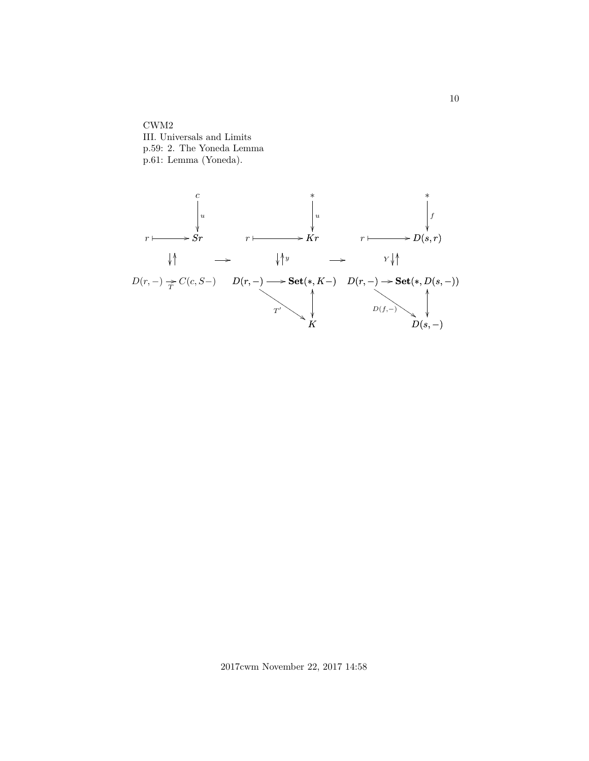CWM2
III. Universals and Limits
p.59: 2. The Yoneda Lemma
p.61: Lemma (Yoneda).

$$
\begin{array}{ccc}
\begin{array}{c} c \\ \downarrow u \\ r \longmapsto Sr \end{array} & \begin{array}{c} * \\ \downarrow u \\ r \longmapsto Kr \end{array} & \begin{array}{c} * \\ \downarrow f \\ r \longmapsto D(s,r) \end{array} \\
\downarrow\uparrow \quad \longrightarrow & \downarrow\uparrow y \quad \longrightarrow & Y \downarrow\uparrow \\
D(r,-) \xrightarrow[T]{} C(c, S-) & D(r,-) \longrightarrow \mathbf{Set}(*, K-) & D(r,-) \longrightarrow \mathbf{Set}(*, D(s,-)) \\
& \searrow^{T'} \quad \updownarrow & \searrow^{D(f,-)} \quad \updownarrow \\
& K & D(s,-)
\end{array}
$$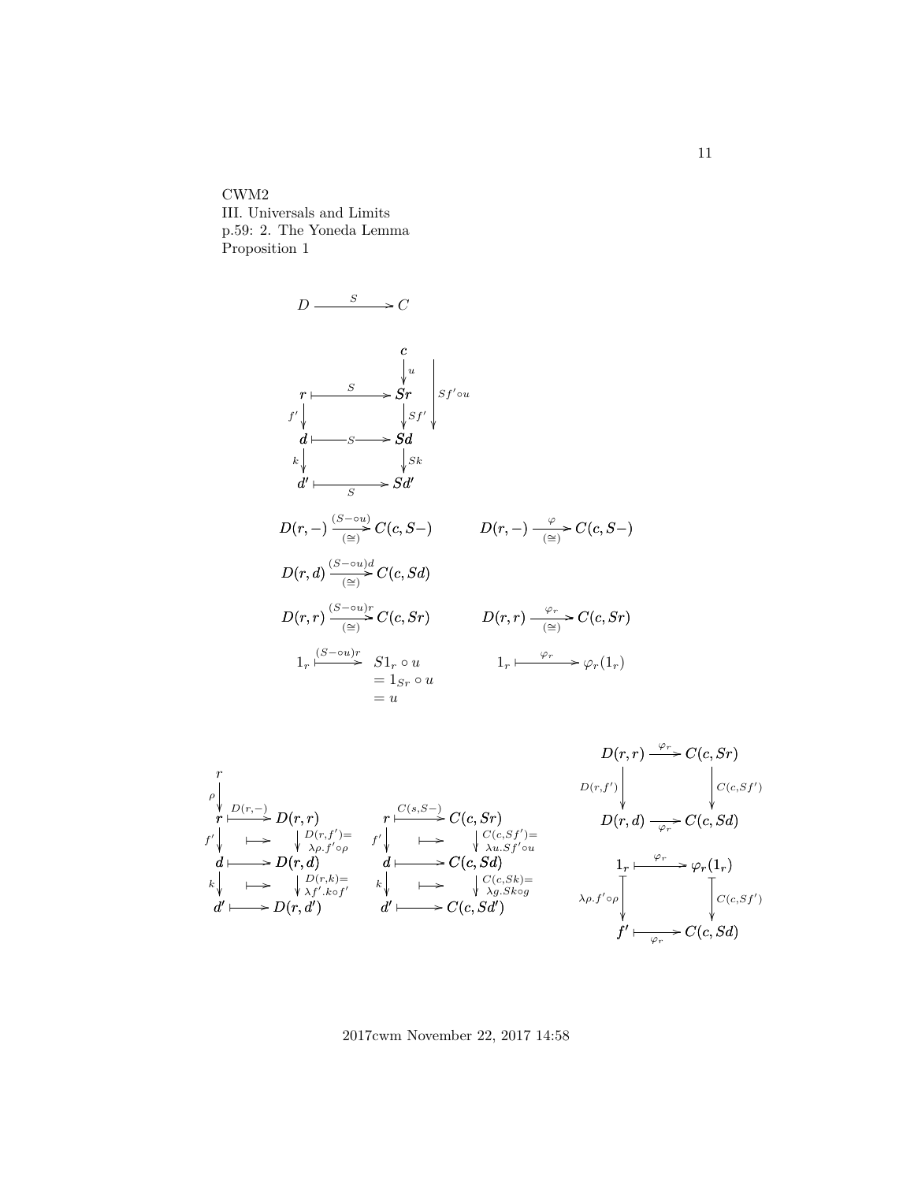CWM2
III. Universals and Limits
p.59: 2. The Yoneda Lemma
Proposition 1

$$D \xrightarrow{S} C$$

$$\begin{array}{ccc}
 & & c \\
 & & \downarrow u \\
r & \overset{S}{\longmapsto} & Sr \\
f' \downarrow & & \downarrow Sf' \\
d & \overset{S}{\longmapsto} & Sd \\
k \downarrow & & \downarrow Sk \\
d' & \underset{S}{\longmapsto} & Sd'
\end{array} \qquad c \xrightarrow{Sf' \circ u} Sd$$

$$D(r,-) \underset{(\cong)}{\xrightarrow{(S-\circ u)}} C(c, S-) \qquad D(r,-) \underset{(\cong)}{\xrightarrow{\varphi}} C(c, S-)$$

$$D(r,d) \underset{(\cong)}{\xrightarrow{(S-\circ u)d}} C(c, Sd)$$

$$D(r,r) \underset{(\cong)}{\xrightarrow{(S-\circ u)r}} C(c, Sr) \qquad D(r,r) \underset{(\cong)}{\xrightarrow{\varphi_r}} C(c, Sr)$$

$$1_r \overset{(S-\circ u)r}{\longmapsto} S1_r \circ u = 1_{Sr} \circ u = u \qquad 1_r \overset{\varphi_r}{\longmapsto} \varphi_r(1_r)$$

$$\begin{array}{ccccc}
r & & & & \\
\rho \downarrow & & & & \\
r & \overset{D(r,-)}{\longmapsto} & D(r,r) & & \\
f' \downarrow & \longmapsto & \downarrow D(r,f') = \lambda\rho. f' \circ \rho & & \\
d & \longmapsto & D(r,d) & & \\
k \downarrow & \longmapsto & \downarrow D(r,k) = \lambda f'. k \circ f' & & \\
d' & \longmapsto & D(r,d') & &
\end{array}
\qquad
\begin{array}{ccc}
r & \overset{C(s,S-)}{\longmapsto} & C(c,Sr) \\
f' \downarrow & \longmapsto & \downarrow C(c,Sf') = \lambda u. Sf' \circ u \\
d & \longmapsto & C(c,Sd) \\
k \downarrow & \longmapsto & \downarrow C(c,Sk) = \lambda g. Sk \circ g \\
d' & \longmapsto & C(c,Sd')
\end{array}$$

$$\begin{array}{ccc}
D(r,r) & \xrightarrow{\varphi_r} & C(c,Sr) \\
D(r,f') \downarrow & & \downarrow C(c,Sf') \\
D(r,d) & \xrightarrow[\varphi_r]{} & C(c,Sd)
\end{array}$$

$$\begin{array}{ccc}
1_r & \overset{\varphi_r}{\longmapsto} & \varphi_r(1_r) \\
\lambda\rho. f' \circ \rho \downarrow & & \downarrow C(c,Sf') \\
f' & \underset{\varphi_r}{\longmapsto} & C(c,Sd)
\end{array}$$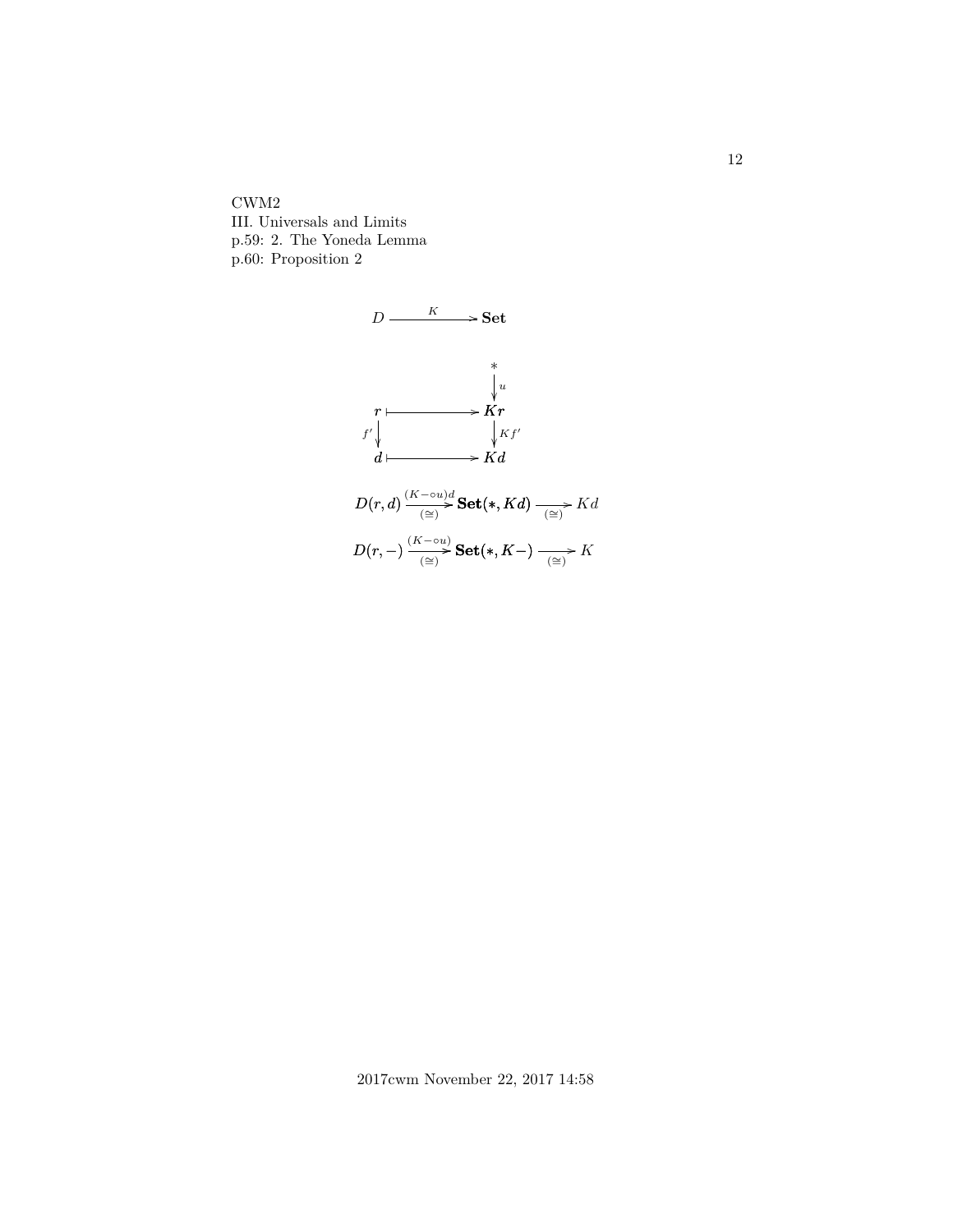CWM2
III. Universals and Limits
p.59: 2. The Yoneda Lemma
p.60: Proposition 2

$$D \xrightarrow{K} \mathbf{Set}$$

$$\begin{array}{ccc}
 & & * \\
 & & \downarrow u \\
r & \longmapsto & Kr \\
f' \downarrow & & \downarrow Kf' \\
d & \longmapsto & Kd
\end{array}$$

$$D(r,d) \xrightarrow[(\cong)]{(K-\circ u)d} \mathbf{Set}(*, Kd) \xrightarrow[(\cong)]{} Kd$$

$$D(r,-) \xrightarrow[(\cong)]{(K-\circ u)} \mathbf{Set}(*, K-) \xrightarrow[(\cong)]{} K$$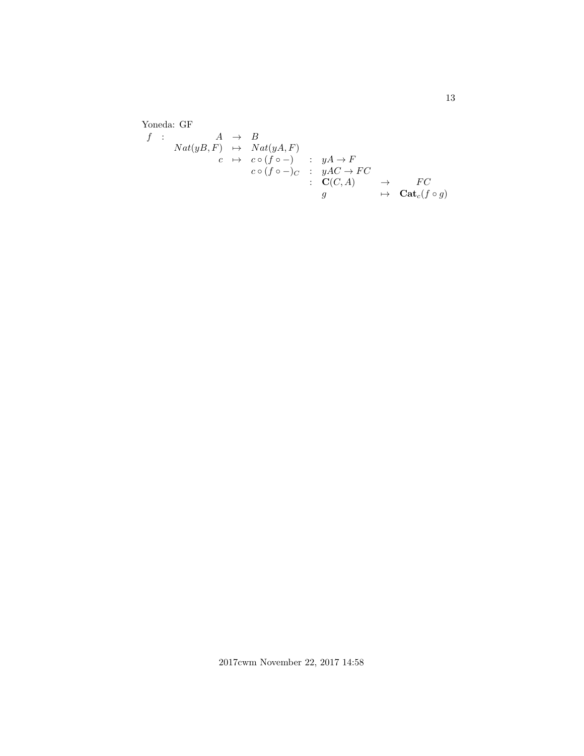Yoneda: GF

$$
\begin{array}{lllllllll}
f & : & A & \to & B & & & & \\
 & & Nat(yB, F) & \mapsto & Nat(yA, F) & & & & \\
 & & c & \mapsto & c \circ (f \circ -) & : & yA \to F & & \\
 & & & & c \circ (f \circ -)_C & : & yAC \to FC & & \\
 & & & & & : & \mathbf{C}(C, A) & \to & FC \\
 & & & & & & g & \mapsto & \mathbf{Cat}_c(f \circ g)
\end{array}
$$

2017cwm November 22, 2017 14:58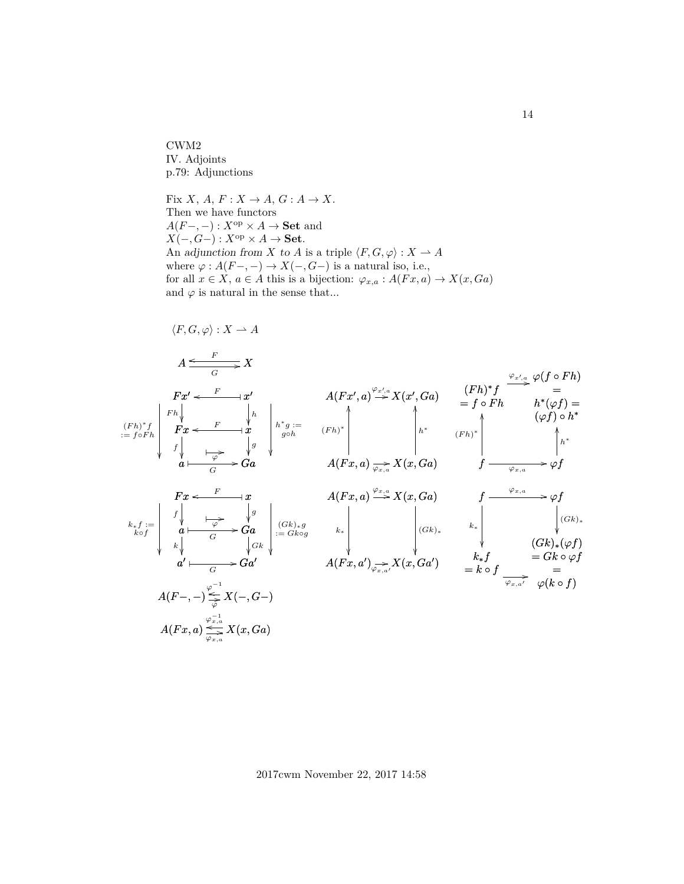CWM2
IV. Adjoints
p.79: Adjunctions

Fix $X$, $A$, $F : X \to A$, $G : A \to X$.
Then we have functors
$A(F-,-) : X^{\mathrm{op}} \times A \to \mathbf{Set}$ and
$X(-,G-) : X^{\mathrm{op}} \times A \to \mathbf{Set}$.
An *adjunction from $X$ to $A$* is a triple $\langle F, G, \varphi \rangle : X \rightharpoonup A$
where $\varphi : A(F-,-) \to X(-,G-)$ is a natural iso, i.e.,
for all $x \in X$, $a \in A$ this is a bijection: $\varphi_{x,a} : A(Fx, a) \to X(x, Ga)$
and $\varphi$ is natural in the sense that...

$\langle F, G, \varphi \rangle : X \rightharpoonup A$

$$A \underset{G}{\overset{F}{\leftrightarrows}} X$$

$$\begin{array}{ccc}
Fx' & \overset{F}{\longleftarrow\!\shortmid} & x' \\
{\scriptstyle Fh}\downarrow & & \downarrow{\scriptstyle h} \\
Fx & \overset{F}{\longleftarrow\!\shortmid} & x \\
{\scriptstyle f}\downarrow & \overset{\varphi}{\mapsto} & \downarrow{\scriptstyle g} \\
a & \underset{G}{\shortmid\!\longrightarrow} & Ga
\end{array}
\qquad (Fh)^*f := f \circ Fh, \quad h^*g := g \circ h$$

$$\begin{array}{ccc}
A(Fx', a) & \overset{\varphi_{x',a}}{\longrightarrow} & X(x', Ga) \\
{\scriptstyle (Fh)^*}\uparrow & & \uparrow{\scriptstyle h^*} \\
A(Fx, a) & \underset{\varphi_{x,a}}{\longrightarrow} & X(x, Ga)
\end{array}
\qquad
\begin{array}{ccc}
(Fh)^*f = f \circ Fh & \overset{\varphi_{x',a}}{\longrightarrow} & \varphi(f \circ Fh) = h^*(\varphi f) = (\varphi f) \circ h^* \\
{\scriptstyle (Fh)^*}\uparrow & & \uparrow{\scriptstyle h^*} \\
f & \underset{\varphi_{x,a}}{\longrightarrow} & \varphi f
\end{array}$$

$$\begin{array}{ccc}
Fx & \overset{F}{\longleftarrow\!\shortmid} & x \\
{\scriptstyle f}\downarrow & \overset{\varphi}{\mapsto} & \downarrow{\scriptstyle g} \\
a & \underset{G}{\shortmid\!\longrightarrow} & Ga \\
{\scriptstyle k}\downarrow & & \downarrow{\scriptstyle Gk} \\
a' & \underset{G}{\shortmid\!\longrightarrow} & Ga'
\end{array}
\qquad k_*f := k \circ f, \quad (Gk)_*g := Gk \circ g$$

$$\begin{array}{ccc}
A(Fx, a) & \overset{\varphi_{x,a}}{\longrightarrow} & X(x, Ga) \\
{\scriptstyle k_*}\downarrow & & \downarrow{\scriptstyle (Gk)_*} \\
A(Fx, a') & \underset{\varphi_{x,a'}}{\longrightarrow} & X(x, Ga')
\end{array}
\qquad
\begin{array}{ccc}
f & \overset{\varphi_{x,a}}{\longrightarrow} & \varphi f \\
{\scriptstyle k_*}\downarrow & & \downarrow{\scriptstyle (Gk)_*} \\
k_*f = k \circ f & \underset{\varphi_{x,a'}}{\longrightarrow} & (Gk)_*(\varphi f) = Gk \circ \varphi f = \varphi(k \circ f)
\end{array}$$

$$A(F-,-) \underset{\varphi}{\overset{\varphi^{-1}}{\leftrightarrows}} X(-,G-)$$

$$A(Fx, a) \underset{\varphi_{x,a}}{\overset{\varphi_{x,a}^{-1}}{\leftrightarrows}} X(x, Ga)$$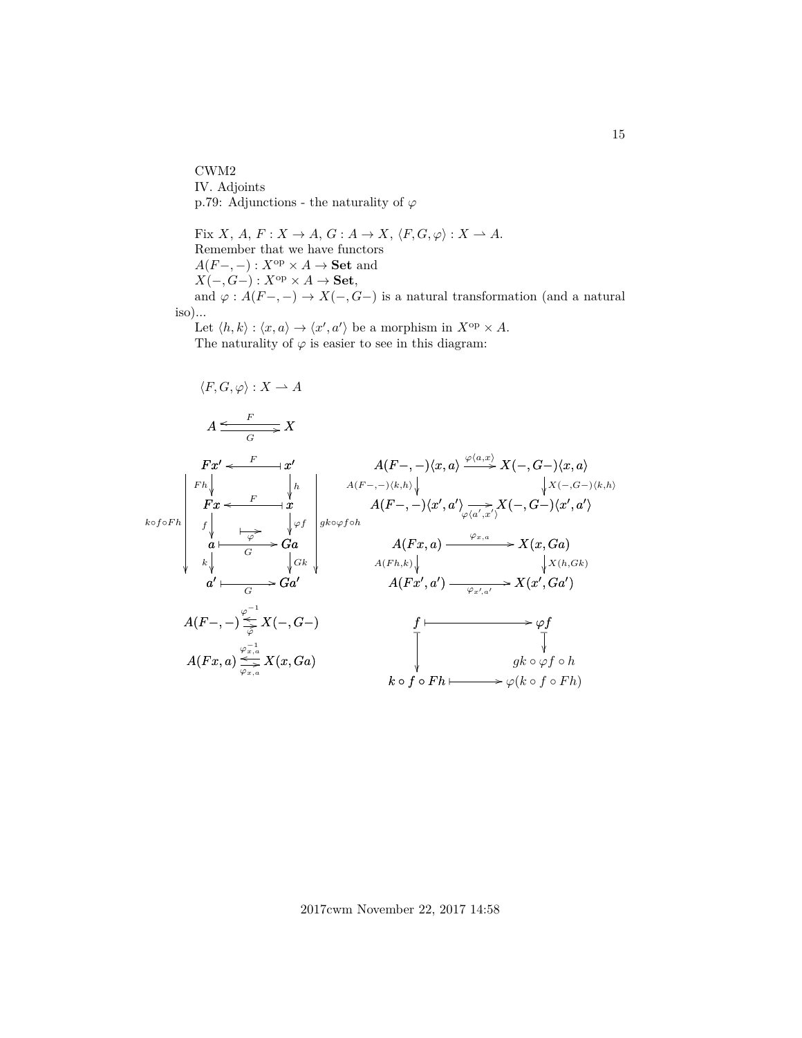CWM2

IV. Adjoints

p.79: Adjunctions - the naturality of $\varphi$

Fix $X$, $A$, $F : X \to A$, $G : A \to X$, $\langle F, G, \varphi \rangle : X \rightharpoonup A$.

Remember that we have functors

$A(F-, -) : X^{\mathrm{op}} \times A \to \mathbf{Set}$ and

$X(-, G-) : X^{\mathrm{op}} \times A \to \mathbf{Set}$,

and $\varphi : A(F-, -) \to X(-, G-)$ is a natural transformation (and a natural iso)...

Let $\langle h, k \rangle : \langle x, a \rangle \to \langle x', a' \rangle$ be a morphism in $X^{\mathrm{op}} \times A$.

The naturality of $\varphi$ is easier to see in this diagram:

$\langle F, G, \varphi \rangle : X \rightharpoonup A$

$$A \underset{G}{\overset{F}{\leftrightarrows}} X$$

$$\begin{array}{ccc}
Fx' & \xleftarrow{\;F\;} & x' \\
\downarrow{\scriptstyle Fh} & & \downarrow{\scriptstyle h} \\
Fx & \xleftarrow{\;F\;} & x \\
\downarrow{\scriptstyle f} & \overset{\varphi}{\longmapsto} & \downarrow{\scriptstyle \varphi f} \\
a & \xrightarrow{\;G\;} & Ga \\
\downarrow{\scriptstyle k} & & \downarrow{\scriptstyle Gk} \\
a' & \xrightarrow{\;G\;} & Ga'
\end{array}$$

(with $k \circ f \circ Fh : Fx' \to a'$ on the left and $gk \circ \varphi f \circ h : x' \to Ga'$ on the right)

$$\begin{array}{ccc}
A(F-,-)\langle x, a \rangle & \xrightarrow{\varphi\langle a, x \rangle} & X(-,G-)\langle x, a \rangle \\
\downarrow{\scriptstyle A(F-,-)\langle k,h \rangle} & & \downarrow{\scriptstyle X(-,G-)\langle k,h \rangle} \\
A(F-,-)\langle x', a' \rangle & \xrightarrow[\varphi\langle a', x' \rangle]{} & X(-,G-)\langle x', a' \rangle
\end{array}$$

$$\begin{array}{ccc}
A(Fx, a) & \xrightarrow{\varphi_{x,a}} & X(x, Ga) \\
\downarrow{\scriptstyle A(Fh,k)} & & \downarrow{\scriptstyle X(h,Gk)} \\
A(Fx', a') & \xrightarrow[\varphi_{x',a'}]{} & X(x', Ga')
\end{array}$$

$$A(F-,-) \underset{\varphi}{\overset{\varphi^{-1}}{\leftrightarrows}} X(-,G-)$$

$$A(Fx,a) \underset{\varphi_{x,a}}{\overset{\varphi_{x,a}^{-1}}{\leftrightarrows}} X(x,Ga)$$

$$\begin{array}{ccc}
f & \longmapsto & \varphi f \\
\downarrow & & \downarrow \\
 & & gk \circ \varphi f \circ h \\
k \circ f \circ Fh & \longmapsto & \varphi(k \circ f \circ Fh)
\end{array}$$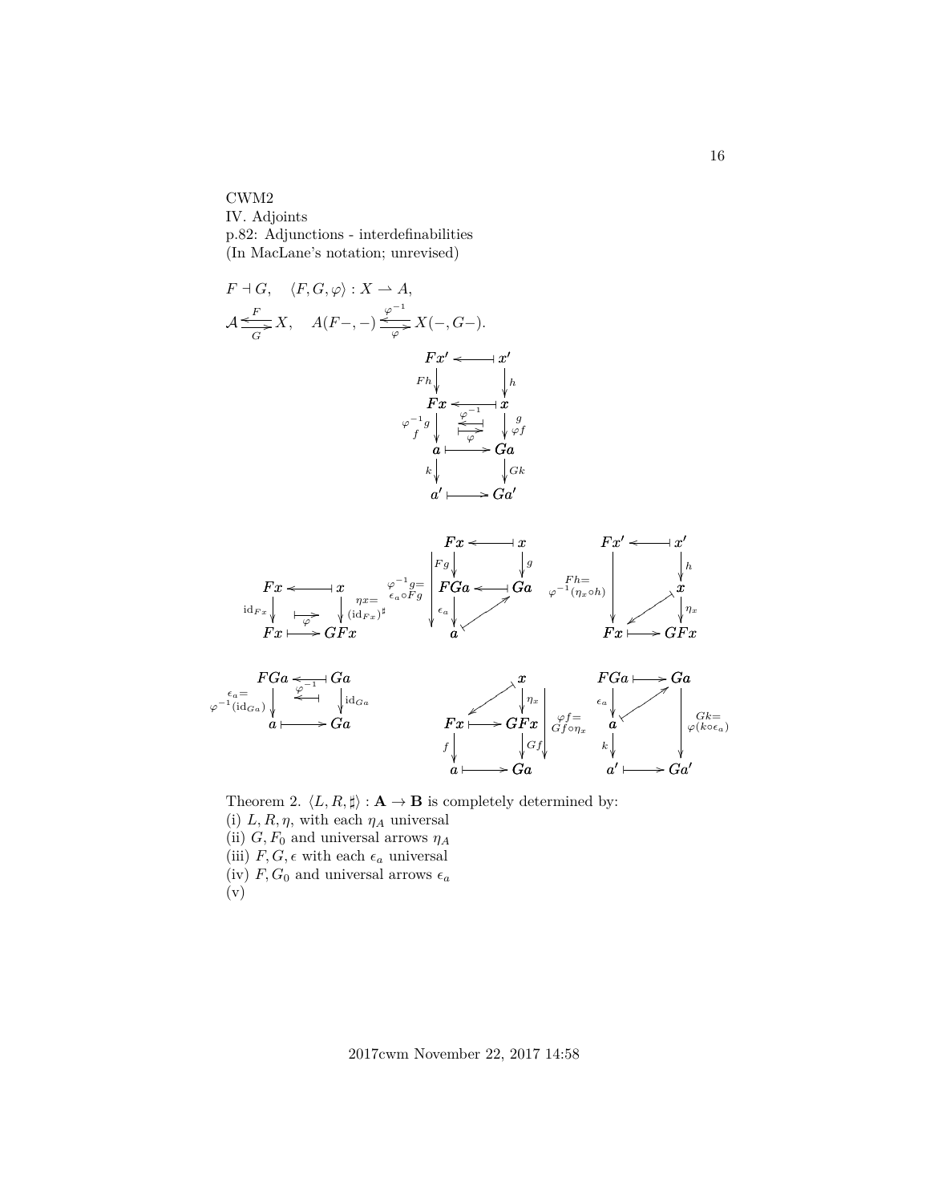CWM2
IV. Adjoints
p.82: Adjunctions - interdefinabilities
(In MacLane's notation; unrevised)

$F \dashv G, \quad \langle F, G, \varphi \rangle : X \rightharpoonup A,$

$\mathcal{A} \underset{G}{\overset{F}{\leftrightarrows}} X, \quad A(F-,-) \underset{\varphi}{\overset{\varphi^{-1}}{\leftrightarrows}} X(-,G-).$

$$\begin{array}{ccc}
Fx' & \longleftarrow & x' \\
{\scriptstyle Fh}\downarrow & & \downarrow{\scriptstyle h} \\
Fx & \longleftarrow & x \\
{\scriptstyle \varphi^{-1}g,\ f}\downarrow & \underset{\varphi}{\overset{\varphi^{-1}}{\leftrightarrows}} & \downarrow{\scriptstyle g,\ \varphi f} \\
a & \longmapsto & Ga \\
{\scriptstyle k}\downarrow & & \downarrow{\scriptstyle Gk} \\
a' & \longmapsto & Ga'
\end{array}$$

$$\begin{array}{ccc}
Fx & \longleftarrow & x \\
{\scriptstyle \mathrm{id}_{Fx}}\downarrow & \overset{\varphi}{\longmapsto} & \downarrow{\scriptstyle \eta x = (\mathrm{id}_{Fx})^\sharp} \\
Fx & \longmapsto & GFx
\end{array}
\qquad
\begin{array}{ccc}
Fx & \longleftarrow & x \\
{\scriptstyle Fg}\downarrow & & \downarrow{\scriptstyle g} \\
FGa & \longleftarrow & Ga \\
{\scriptstyle \epsilon_a}\downarrow & \nearrow & \\
a & &
\end{array}
\ \ \varphi^{-1}g = \epsilon_a \circ Fg
\qquad
\begin{array}{ccc}
Fx' & \longleftarrow & x' \\
 & & \downarrow{\scriptstyle h} \\
 & \swarrow & x \\
 & & \downarrow{\scriptstyle \eta_x} \\
Fx & \longmapsto & GFx
\end{array}
\ \ Fh = \varphi^{-1}(\eta_x \circ h)$$

$$\begin{array}{ccc}
FGa & \overset{\varphi^{-1}}{\longleftarrow} & Ga \\
{\scriptstyle \epsilon_a = \varphi^{-1}(\mathrm{id}_{Ga})}\downarrow & & \downarrow{\scriptstyle \mathrm{id}_{Ga}} \\
a & \longmapsto & Ga
\end{array}
\qquad
\begin{array}{ccc}
 & & x \\
 & \swarrow & \downarrow{\scriptstyle \eta_x} \\
Fx & \longmapsto & GFx \\
{\scriptstyle f}\downarrow & & \downarrow{\scriptstyle Gf} \\
a & \longmapsto & Ga
\end{array}
\ \ \varphi f = Gf \circ \eta_x
\qquad
\begin{array}{ccc}
FGa & \longmapsto & Ga \\
{\scriptstyle \epsilon_a}\downarrow & \nearrow & \\
a & & \\
{\scriptstyle k}\downarrow & & \\
a' & \longmapsto & Ga'
\end{array}
\ \ Gk = \varphi(k \circ \epsilon_a)$$

Theorem 2. $\langle L, R, \sharp \rangle : \mathbf{A} \to \mathbf{B}$ is completely determined by:
(i) $L, R, \eta$, with each $\eta_A$ universal
(ii) $G, F_0$ and universal arrows $\eta_A$
(iii) $F, G, \epsilon$ with each $\epsilon_a$ universal
(iv) $F, G_0$ and universal arrows $\epsilon_a$
(v)

2017cwm November 22, 2017 14:58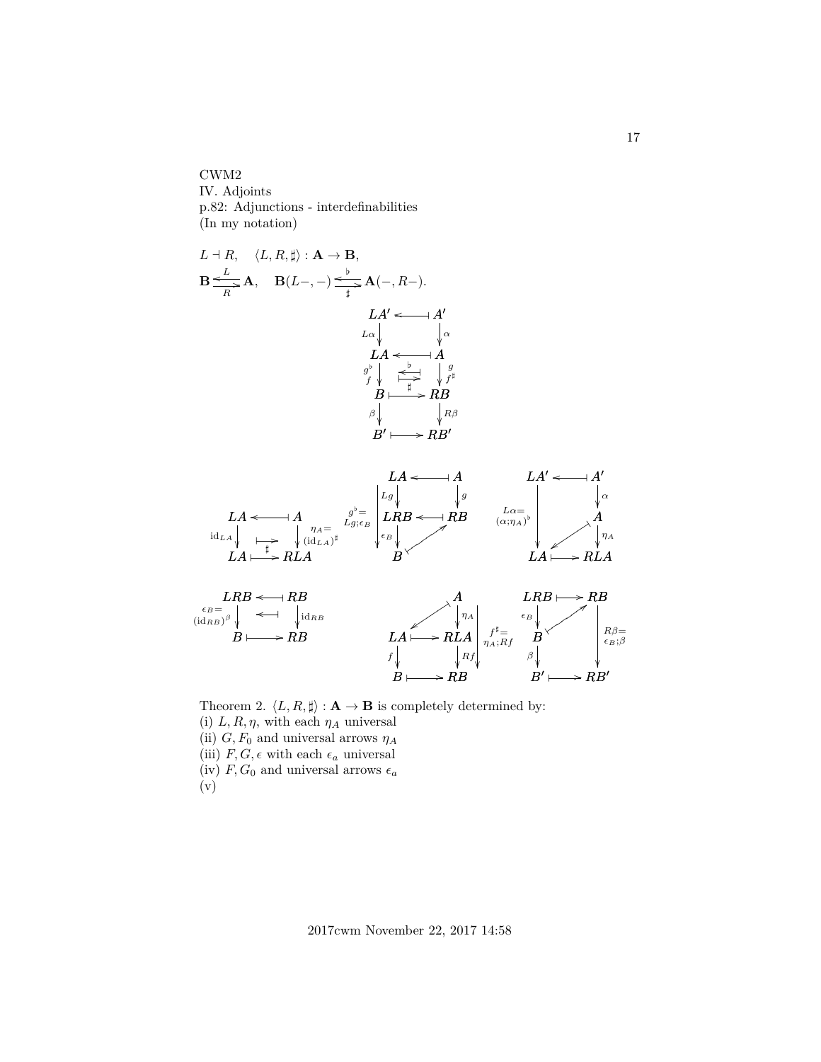CWM2
IV. Adjoints
p.82: Adjunctions - interdefinabilities
(In my notation)

$L \dashv R, \quad \langle L, R, \sharp \rangle : \mathbf{A} \to \mathbf{B},$

$\mathbf{B} \underset{R}{\overset{L}{\rightleftarrows}} \mathbf{A}, \quad \mathbf{B}(L-,-) \underset{\sharp}{\overset{\flat}{\rightleftarrows}} \mathbf{A}(-,R-).$

$$
\begin{array}{ccc}
LA' & \longleftarrow\!\!\dashv & A' \\
{\scriptstyle L\alpha}\downarrow & & \downarrow{\scriptstyle \alpha} \\
LA & \longleftarrow\!\!\dashv & A \\
{\scriptstyle g^\flat}\,{\scriptstyle f}\downarrow & \overset{\flat}{\longleftarrow\!\!\dashv}\ \underset{}{\mapsto} & \downarrow{\scriptstyle g}\,{\scriptstyle f^\sharp} \\
B & \overset{\sharp}{\longmapsto} & RB \\
{\scriptstyle \beta}\downarrow & & \downarrow{\scriptstyle R\beta} \\
B' & \longmapsto & RB'
\end{array}
$$

$$
\begin{array}{ccc}
LA & \longleftarrow\!\!\dashv & A \\
{\scriptstyle \mathrm{id}_{LA}}\downarrow & \overset{}{\underset{\sharp}{\mapsto}} & \downarrow{\scriptstyle \eta_A = (\mathrm{id}_{LA})^\sharp} \\
LA & \longmapsto & RLA
\end{array}
\qquad
g^\flat = Lg;\epsilon_B:\ 
\begin{array}{ccc}
LA & \longleftarrow\!\!\dashv & A \\
{\scriptstyle Lg}\downarrow & & \downarrow{\scriptstyle g} \\
LRB & \longleftarrow\!\!\dashv & RB \\
{\scriptstyle \epsilon_B}\downarrow & \nearrow & \\
B & &
\end{array}
\qquad
L\alpha = (\alpha;\eta_A)^\flat:\ 
\begin{array}{ccc}
LA' & \longleftarrow\!\!\dashv & A' \\
 & & \downarrow{\scriptstyle \alpha} \\
 & \swarrow & A \\
 & & \downarrow{\scriptstyle \eta_A} \\
LA & \longmapsto & RLA
\end{array}
$$

$$
\begin{array}{ccc}
LRB & \longleftarrow\!\!\dashv & RB \\
{\scriptstyle \epsilon_B = (\mathrm{id}_{RB})^\beta}\downarrow & \longleftarrow\!\!\dashv & \downarrow{\scriptstyle \mathrm{id}_{RB}} \\
B & \longmapsto & RB
\end{array}
\qquad
f^\sharp = \eta_A;Rf:\ 
\begin{array}{ccc}
 & & A \\
 & \swarrow & \downarrow{\scriptstyle \eta_A} \\
LA & \longmapsto & RLA \\
{\scriptstyle f}\downarrow & & \downarrow{\scriptstyle Rf} \\
B & \longmapsto & RB
\end{array}
\qquad
R\beta = \epsilon_B;\beta:\ 
\begin{array}{ccc}
LRB & \longmapsto & RB \\
{\scriptstyle \epsilon_B}\downarrow & \nearrow & \\
B & & \\
{\scriptstyle \beta}\downarrow & & \\
B' & \longmapsto & RB'
\end{array}
$$

Theorem 2. $\langle L, R, \sharp \rangle : \mathbf{A} \to \mathbf{B}$ is completely determined by:
(i) $L, R, \eta$, with each $\eta_A$ universal
(ii) $G, F_0$ and universal arrows $\eta_A$
(iii) $F, G, \epsilon$ with each $\epsilon_a$ universal
(iv) $F, G_0$ and universal arrows $\epsilon_a$
(v)

2017cwm November 22, 2017 14:58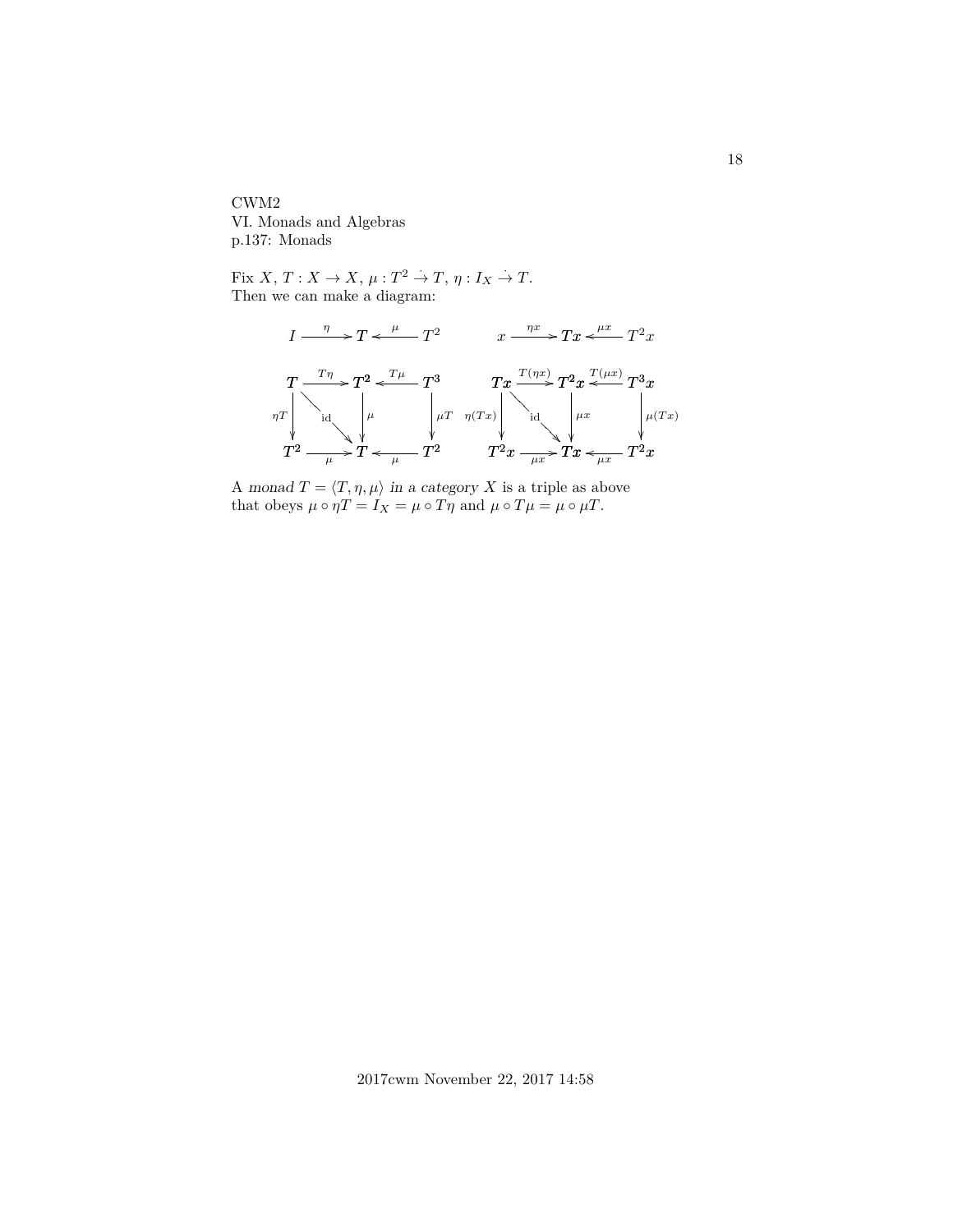CWM2
VI. Monads and Algebras
p.137: Monads

Fix $X$, $T : X \to X$, $\mu : T^2 \dot{\to} T$, $\eta : I_X \dot{\to} T$.
Then we can make a diagram:

$$
\begin{array}{ccccc}
I & \xrightarrow{\eta} & \boldsymbol{T} & \xleftarrow{\mu} & T^2 \\
\\
\boldsymbol{T} & \xrightarrow{T\eta} & \boldsymbol{T^2} & \xleftarrow{T\mu} & \boldsymbol{T^3} \\
{\scriptstyle \eta T}\downarrow & \searrow^{\text{id}} & \downarrow{\scriptstyle \mu} & & \downarrow{\scriptstyle \mu T} \\
\boldsymbol{T^2} & \xrightarrow[\mu]{} & \boldsymbol{T} & \xleftarrow[\mu]{} & \boldsymbol{T^2}
\end{array}
\qquad
\begin{array}{ccccc}
x & \xrightarrow{\eta x} & \boldsymbol{Tx} & \xleftarrow{\mu x} & T^2x \\
\\
\boldsymbol{Tx} & \xrightarrow{T(\eta x)} & \boldsymbol{T^2x} & \xleftarrow{T(\mu x)} & \boldsymbol{T^3x} \\
{\scriptstyle \eta(Tx)}\downarrow & \searrow^{\text{id}} & \downarrow{\scriptstyle \mu x} & & \downarrow{\scriptstyle \mu(Tx)} \\
\boldsymbol{T^2x} & \xrightarrow[\mu x]{} & \boldsymbol{Tx} & \xleftarrow[\mu x]{} & \boldsymbol{T^2x}
\end{array}
$$

A *monad* $T = \langle T, \eta, \mu \rangle$ *in a category* $X$ is a triple as above that obeys $\mu \circ \eta T = I_X = \mu \circ T\eta$ and $\mu \circ T\mu = \mu \circ \mu T$.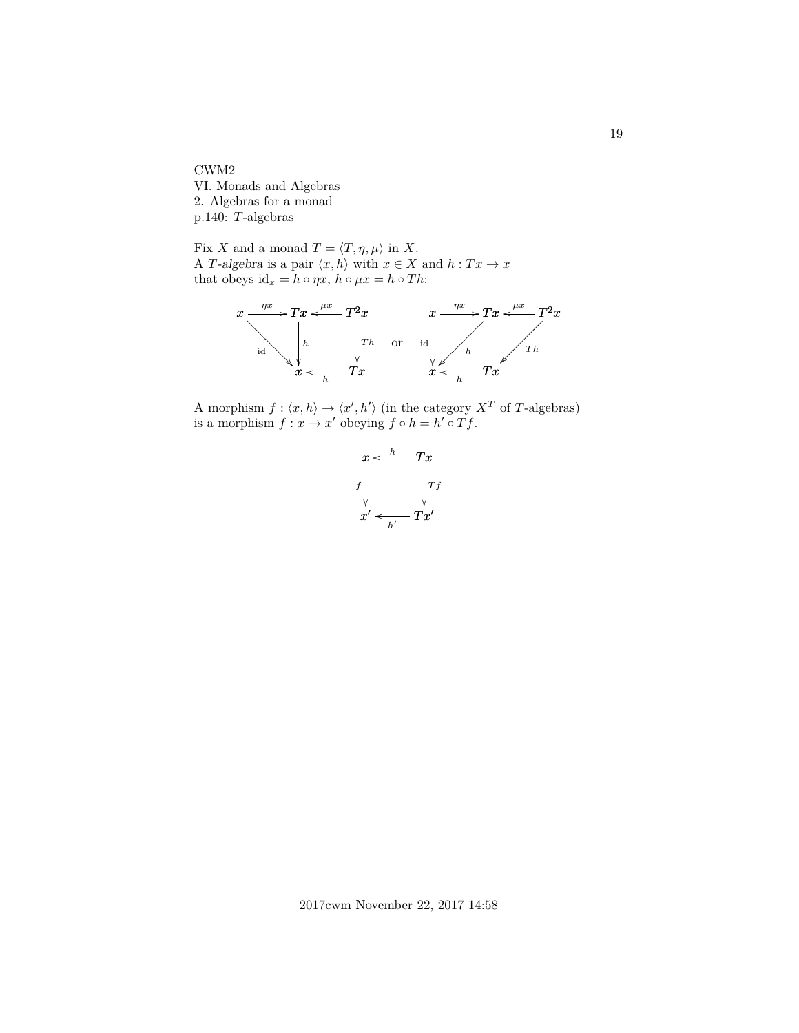CWM2
VI. Monads and Algebras
2. Algebras for a monad
p.140: $T$-algebras

Fix $X$ and a monad $T = \langle T, \eta, \mu \rangle$ in $X$.
A *$T$-algebra* is a pair $\langle x, h \rangle$ with $x \in X$ and $h : Tx \to x$ that obeys $\mathrm{id}_x = h \circ \eta x$, $h \circ \mu x = h \circ Th$:

$$
\begin{array}{ccccc}
x & \xrightarrow{\eta x} & Tx & \xleftarrow{\mu x} & T^2x \\
& \searrow^{\mathrm{id}} & \downarrow h & & \downarrow Th \\
& & x & \xleftarrow[h]{} & Tx
\end{array}
\quad \text{or} \quad
\begin{array}{ccccc}
x & \xrightarrow{\eta x} & Tx & \xleftarrow{\mu x} & T^2x \\
\downarrow \mathrm{id} & \swarrow_{h} & & \swarrow_{Th} & \\
x & \xleftarrow[h]{} & Tx & &
\end{array}
$$

A morphism $f : \langle x, h \rangle \to \langle x', h' \rangle$ (in the category $X^T$ of $T$-algebras) is a morphism $f : x \to x'$ obeying $f \circ h = h' \circ Tf$.

$$
\begin{array}{ccc}
x & \xleftarrow{h} & Tx \\
\downarrow f & & \downarrow Tf \\
x' & \xleftarrow[h']{} & Tx'
\end{array}
$$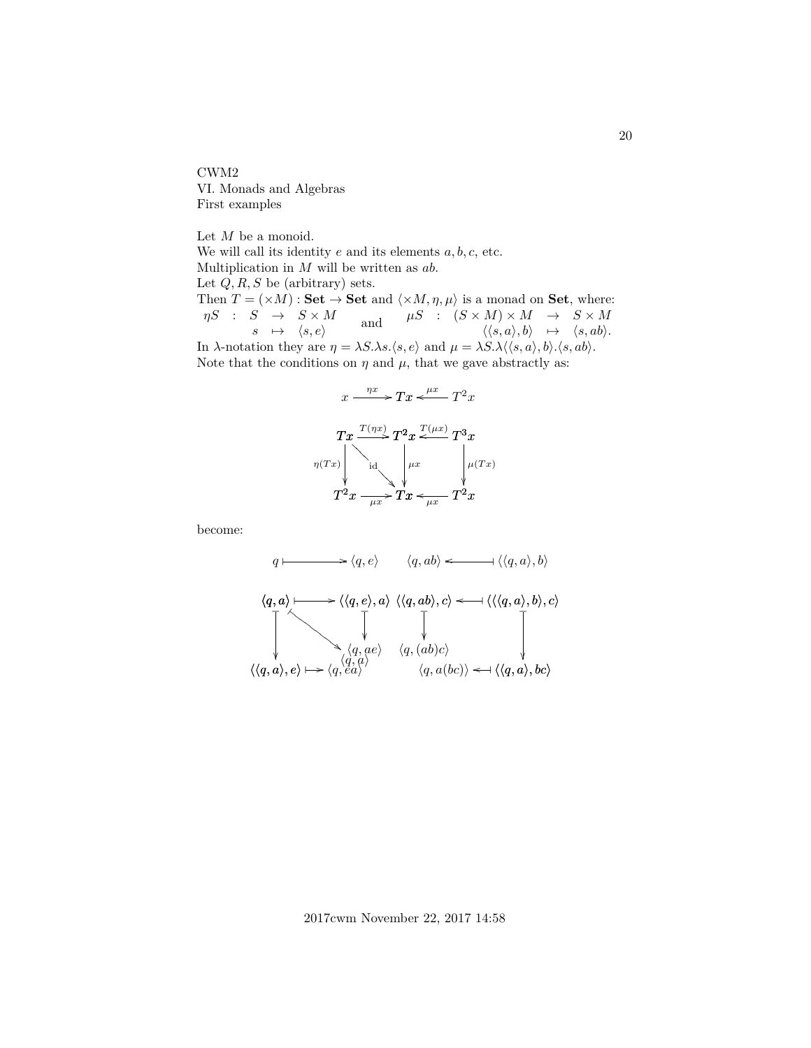CWM2
VI. Monads and Algebras
First examples

Let $M$ be a monoid.
We will call its identity $e$ and its elements $a, b, c$, etc.
Multiplication in $M$ will be written as $ab$.
Let $Q, R, S$ be (arbitrary) sets.
Then $T = (\times M) : \mathbf{Set} \to \mathbf{Set}$ and $\langle \times M, \eta, \mu \rangle$ is a monad on $\mathbf{Set}$, where:

$$\begin{array}{rcrcl} \eta S & : & S & \to & S \times M \\ & & s & \mapsto & \langle s, e \rangle \end{array} \quad \text{and} \quad \begin{array}{rcrcl} \mu S & : & (S \times M) \times M & \to & S \times M \\ & & \langle \langle s, a \rangle, b \rangle & \mapsto & \langle s, ab \rangle. \end{array}$$

In $\lambda$-notation they are $\eta = \lambda S.\lambda s.\langle s, e \rangle$ and $\mu = \lambda S.\lambda \langle \langle s, a \rangle, b \rangle.\langle s, ab \rangle$.
Note that the conditions on $\eta$ and $\mu$, that we gave abstractly as:

$$x \xrightarrow{\eta x} Tx \xleftarrow{\mu x} T^2 x$$

$$\begin{array}{ccccc} Tx & \xrightarrow{T(\eta x)} & T^2 x & \xleftarrow{T(\mu x)} & T^3 x \\ \downarrow{\scriptstyle \eta(Tx)} & \searrow^{\text{id}} & \downarrow{\scriptstyle \mu x} & & \downarrow{\scriptstyle \mu(Tx)} \\ T^2 x & \xrightarrow[\mu x]{} & Tx & \xleftarrow[\mu x]{} & T^2 x \end{array}$$

become:

$$q \longmapsto \langle q, e \rangle \qquad \langle q, ab \rangle \longleftarrow\!\shortmid \langle \langle q, a \rangle, b \rangle$$

$$\begin{array}{ccccccc} \langle q, a \rangle & \longmapsto & \langle \langle q, e \rangle, a \rangle & & \langle \langle q, ab \rangle, c \rangle & \longleftarrow\!\shortmid & \langle \langle \langle q, a \rangle, b \rangle, c \rangle \\ \downarrow & \searrow & \downarrow & & \downarrow & & \downarrow \\ & & \langle q, ae \rangle & & \langle q, (ab)c \rangle & & \\ & & \langle q, a \rangle & & & & \\ \langle \langle q, a \rangle, e \rangle & \longmapsto & \langle q, ea \rangle & & \langle q, a(bc) \rangle & \longleftarrow\!\shortmid & \langle \langle q, a \rangle, bc \rangle \end{array}$$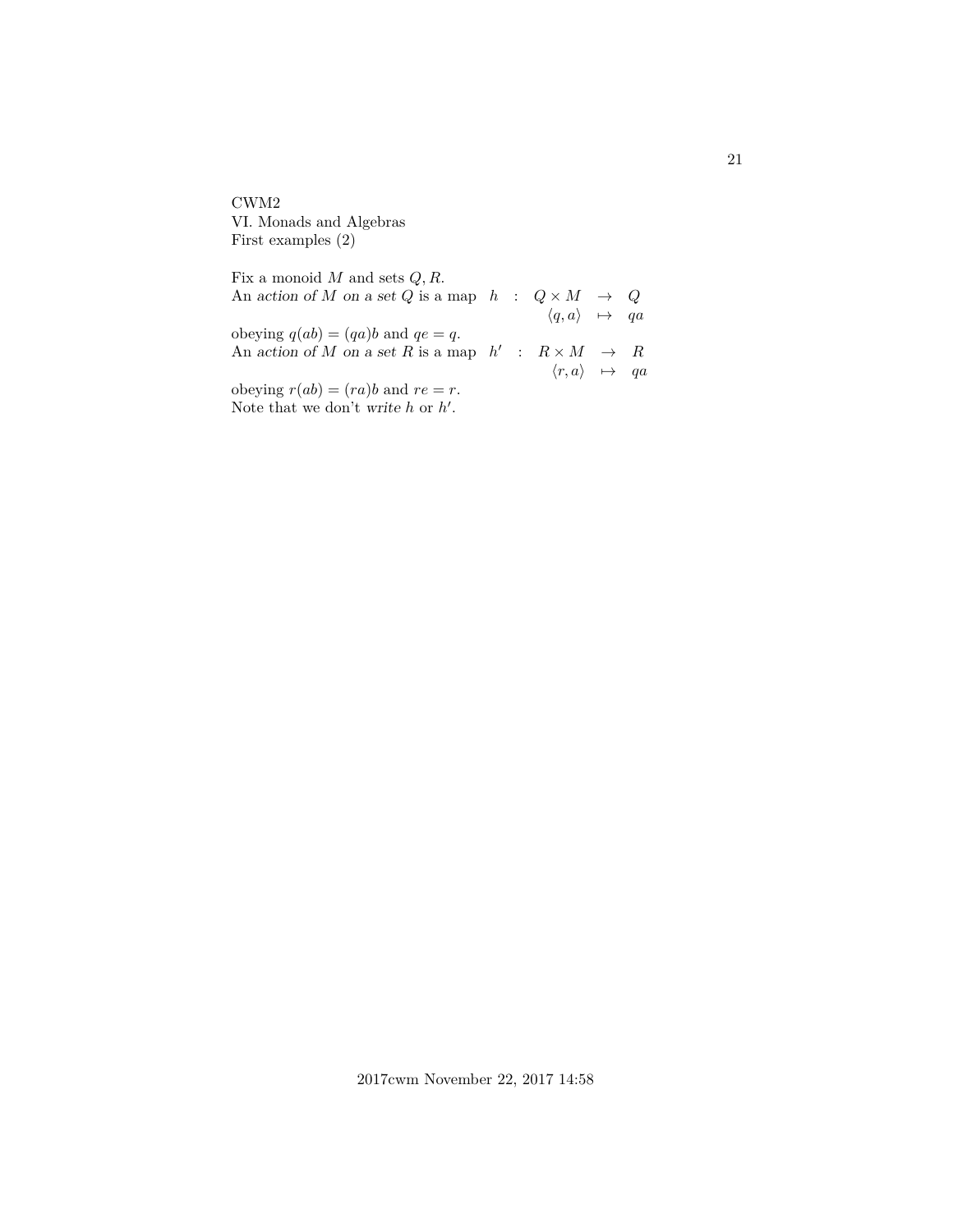CWM2
VI. Monads and Algebras
First examples (2)

Fix a monoid $M$ and sets $Q, R$.
An *action of $M$ on a set $Q$* is a map $\begin{array}{rcrcl} h & : & Q \times M & \to & Q \\ & & \langle q, a \rangle & \mapsto & qa \end{array}$
obeying $q(ab) = (qa)b$ and $qe = q$.
An *action of $M$ on a set $R$* is a map $\begin{array}{rcrcl} h' & : & R \times M & \to & R \\ & & \langle r, a \rangle & \mapsto & qa \end{array}$
obeying $r(ab) = (ra)b$ and $re = r$.
Note that we don't *write* $h$ or $h'$.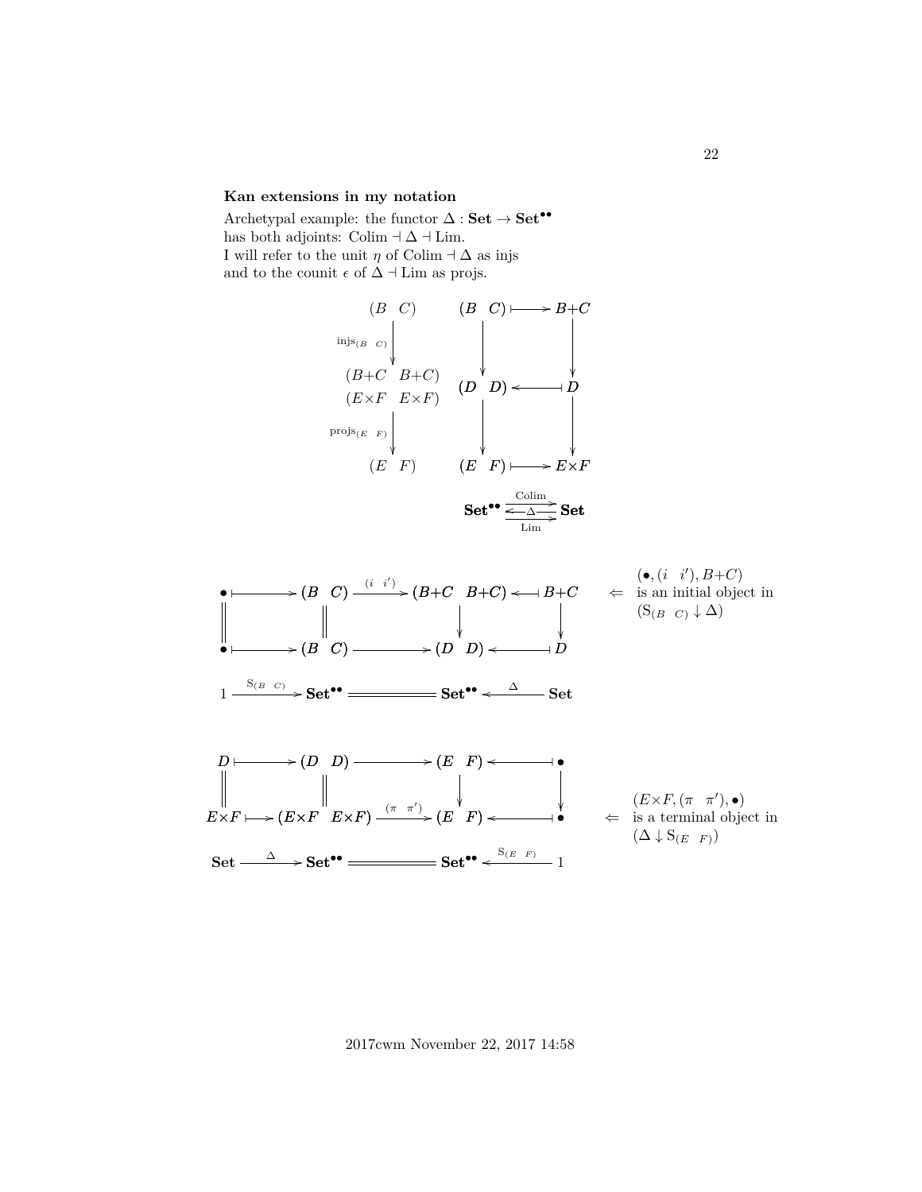**Kan extensions in my notation**

Archetypal example: the functor $\Delta : \mathbf{Set} \to \mathbf{Set}^{\bullet\bullet}$
has both adjoints: $\mathrm{Colim} \dashv \Delta \dashv \mathrm{Lim}$.
I will refer to the unit $\eta$ of $\mathrm{Colim} \dashv \Delta$ as injs
and to the counit $\epsilon$ of $\Delta \dashv \mathrm{Lim}$ as projs.

$$
\begin{array}{ccccc}
(B \quad C) & & (B \quad C) & \longmapsto & B{+}C \\
\downarrow \mathrm{injs}_{(B \quad C)} & & \downarrow & & \downarrow \\
(B{+}C \quad B{+}C) & & & & \\
 & & (D \quad D) & \longleftarrow\!\shortmid & D \\
(E{\times}F \quad E{\times}F) & & & & \\
\downarrow \mathrm{projs}_{(E \quad F)} & & \downarrow & & \downarrow \\
(E \quad F) & & (E \quad F) & \longmapsto & E{\times}F
\end{array}
$$

$$
\mathbf{Set}^{\bullet\bullet} \; \underset{\mathrm{Lim}}{\overset{\mathrm{Colim}}{\rightleftarrows}} \; \mathbf{Set} \quad (\text{with } \Delta : \mathbf{Set} \to \mathbf{Set}^{\bullet\bullet})
$$

$$
\begin{array}{ccccccc}
\bullet & \longmapsto & (B \quad C) & \xrightarrow{(i \quad i')} & (B{+}C \quad B{+}C) & \longleftarrow\!\shortmid & B{+}C \\
\| & & \| & & \downarrow & & \downarrow \\
\bullet & \longmapsto & (B \quad C) & \longrightarrow & (D \quad D) & \longleftarrow\!\shortmid & D \\
 & & & & & & \\
1 & \xrightarrow{\mathrm{S}_{(B \quad C)}} & \mathbf{Set}^{\bullet\bullet} & = & \mathbf{Set}^{\bullet\bullet} & \xleftarrow{\Delta} & \mathbf{Set}
\end{array}
$$

$\Leftarrow$ $(\bullet, (i \quad i'), B{+}C)$ is an initial object in $(\mathrm{S}_{(B \quad C)} \downarrow \Delta)$

$$
\begin{array}{ccccccc}
D & \longmapsto & (D \quad D) & \longrightarrow & (E \quad F) & \longleftarrow\!\shortmid & \bullet \\
\| & & \| & & \downarrow & & \downarrow \\
E{\times}F & \longmapsto & (E{\times}F \quad E{\times}F) & \xrightarrow{(\pi \quad \pi')} & (E \quad F) & \longleftarrow\!\shortmid & \bullet \\
 & & & & & & \\
\mathbf{Set} & \xrightarrow{\Delta} & \mathbf{Set}^{\bullet\bullet} & = & \mathbf{Set}^{\bullet\bullet} & \xleftarrow{\mathrm{S}_{(E \quad F)}} & 1
\end{array}
$$

$\Leftarrow$ $(E{\times}F, (\pi \quad \pi'), \bullet)$ is a terminal object in $(\Delta \downarrow \mathrm{S}_{(E \quad F)})$

2017cwm November 22, 2017 14:58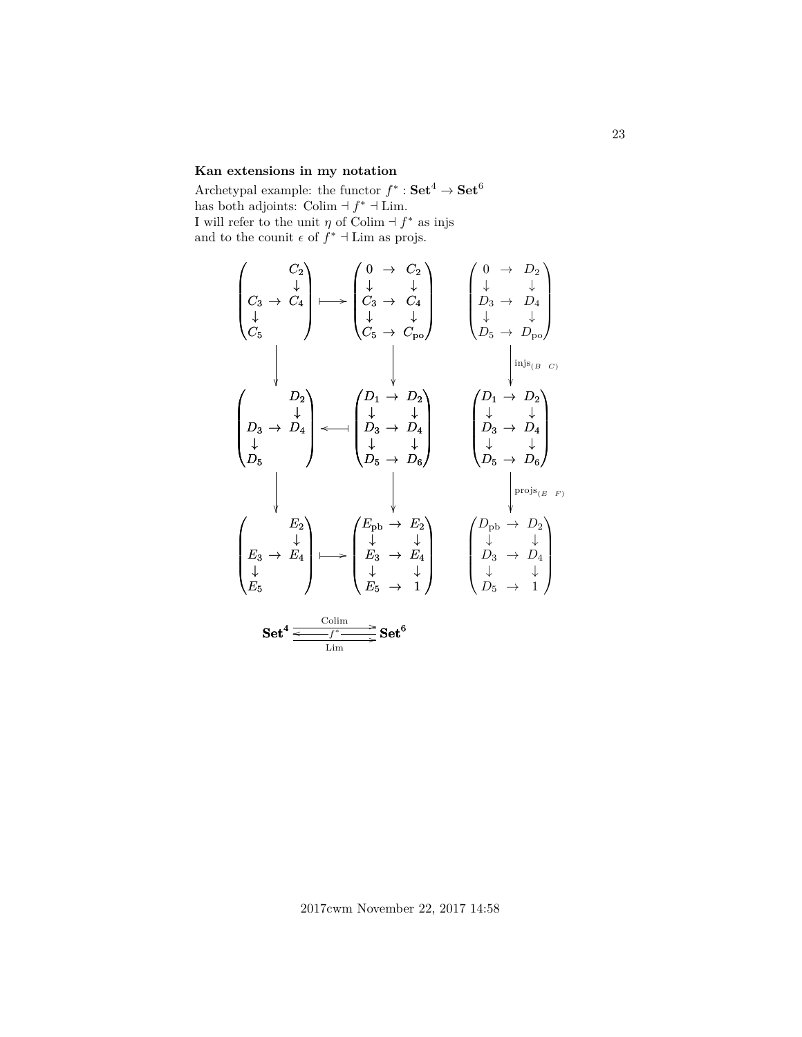### Kan extensions in my notation

Archetypal example: the functor $f^* : \mathbf{Set}^4 \to \mathbf{Set}^6$
has both adjoints: $\mathrm{Colim} \dashv f^* \dashv \mathrm{Lim}$.
I will refer to the unit $\eta$ of $\mathrm{Colim} \dashv f^*$ as injs
and to the counit $\epsilon$ of $f^* \dashv \mathrm{Lim}$ as projs.

$$
\begin{array}{ccccc}
\begin{pmatrix} & C_2 \\ & \downarrow \\ C_3 \to & C_4 \\ \downarrow & \\ C_5 & \end{pmatrix} & \longmapsto & \begin{pmatrix} 0 & \to & C_2 \\ \downarrow & & \downarrow \\ C_3 & \to & C_4 \\ \downarrow & & \downarrow \\ C_5 & \to & C_{\mathrm{po}} \end{pmatrix} & & \begin{pmatrix} 0 & \to & D_2 \\ \downarrow & & \downarrow \\ D_3 & \to & D_4 \\ \downarrow & & \downarrow \\ D_5 & \to & D_{\mathrm{po}} \end{pmatrix} \\
\downarrow & & \downarrow & & \downarrow \mathrm{injs}_{(B\ \ C)} \\
\begin{pmatrix} & D_2 \\ & \downarrow \\ D_3 \to & D_4 \\ \downarrow & \\ D_5 & \end{pmatrix} & \longleftarrow\!\!| & \begin{pmatrix} D_1 & \to & D_2 \\ \downarrow & & \downarrow \\ D_3 & \to & D_4 \\ \downarrow & & \downarrow \\ D_5 & \to & D_6 \end{pmatrix} & & \begin{pmatrix} D_1 & \to & D_2 \\ \downarrow & & \downarrow \\ D_3 & \to & D_4 \\ \downarrow & & \downarrow \\ D_5 & \to & D_6 \end{pmatrix} \\
\downarrow & & \downarrow & & \downarrow \mathrm{projs}_{(E\ \ F)} \\
\begin{pmatrix} & E_2 \\ & \downarrow \\ E_3 \to & E_4 \\ \downarrow & \\ E_5 & \end{pmatrix} & \longmapsto & \begin{pmatrix} E_{\mathrm{pb}} & \to & E_2 \\ \downarrow & & \downarrow \\ E_3 & \to & E_4 \\ \downarrow & & \downarrow \\ E_5 & \to & 1 \end{pmatrix} & & \begin{pmatrix} D_{\mathrm{pb}} & \to & D_2 \\ \downarrow & & \downarrow \\ D_3 & \to & D_4 \\ \downarrow & & \downarrow \\ D_5 & \to & 1 \end{pmatrix}
\end{array}
$$

$$
\mathbf{Set}^4 \;\underset{\mathrm{Lim}}{\overset{\mathrm{Colim}}{\rightleftarrows}}\; \mathbf{Set}^6 \qquad (f^* : \mathbf{Set}^6 \to \mathbf{Set}^4 \text{ in the middle})
$$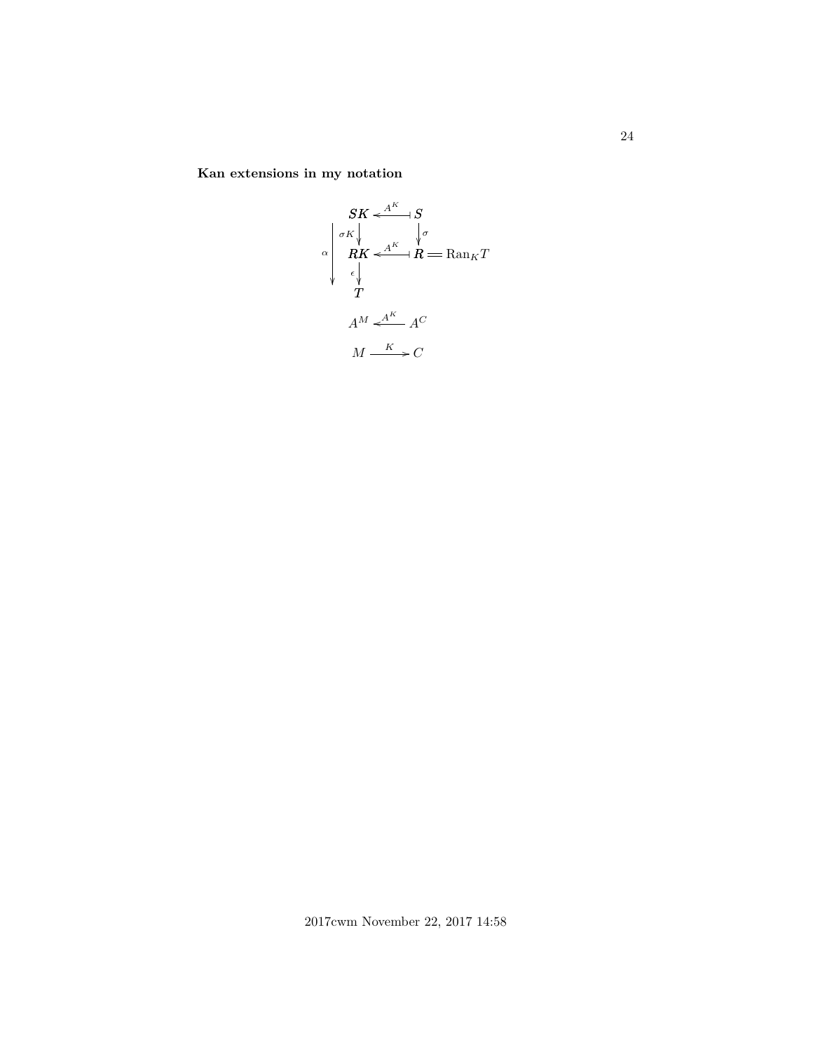**Kan extensions in my notation**

$$
\begin{array}{ccc}
\boldsymbol{SK} & \xleftarrow{\;A^K\;} & \boldsymbol{S} \\
\Big\downarrow {\scriptstyle \sigma K} & & \Big\downarrow {\scriptstyle \sigma} \\
\boldsymbol{RK} & \xleftarrow{\;A^K\;} & \boldsymbol{R} = \mathrm{Ran}_K T \\
\Big\downarrow {\scriptstyle \epsilon} & & \\
\boldsymbol{T} & &
\end{array}
\qquad \alpha = \epsilon \cdot \sigma K : SK \to T
$$

$$
A^M \xleftarrow{\;A^K\;} A^C
$$

$$
M \xrightarrow{\;K\;} C
$$

2017cwm November 22, 2017 14:58